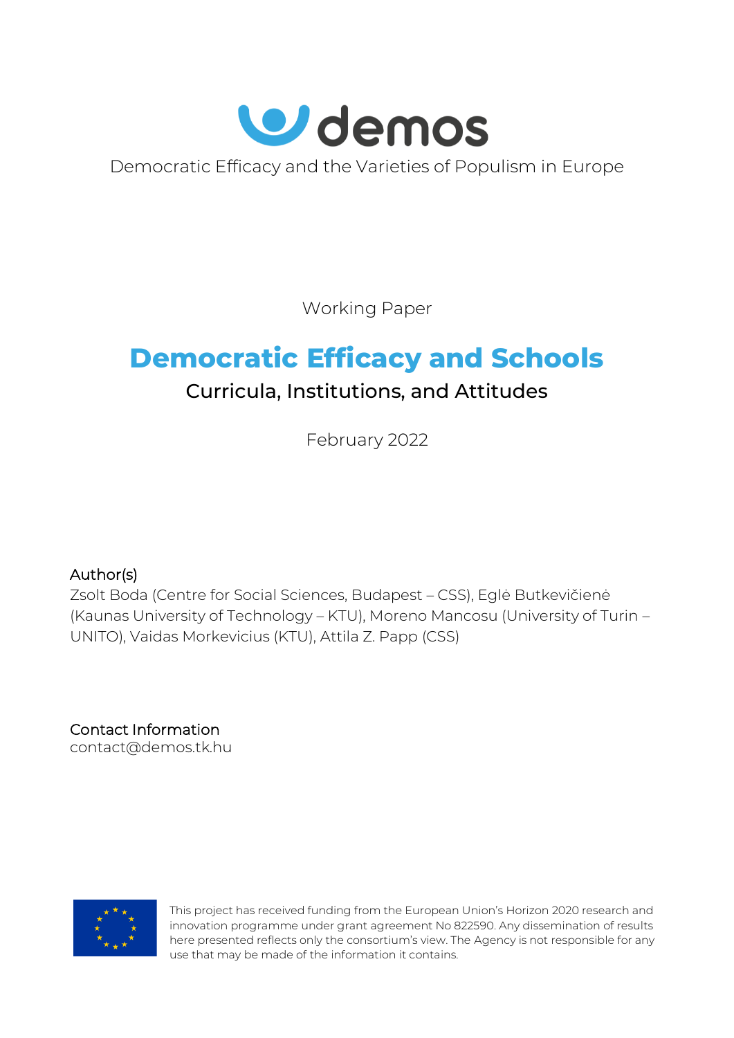demos

Democratic Efficacy and the Varieties of Populism in Europe

Working Paper

# Democratic Efficacy and Schools

## Curricula, Institutions, and Attitudes

February 2022

**Author(s)**

Zsolt Boda (Centre for Social Sciences, Budapest – CSS), Eglė Butkevičienė (Kaunas University of Technology – KTU), Moreno Mancosu (University of Turin – UNITO), Vaidas Morkevicius (KTU), Attila Z. Papp (CSS)

**Contact Information**

contact@demos.tk.hu

This project has received funding from the European Union's Horizon 2020 research and innovation programme under grant agreement No 822590. Any dissemination of results here presented reflects only the consortium's view. The Agency is not responsible for any use that may be made of the information it contains.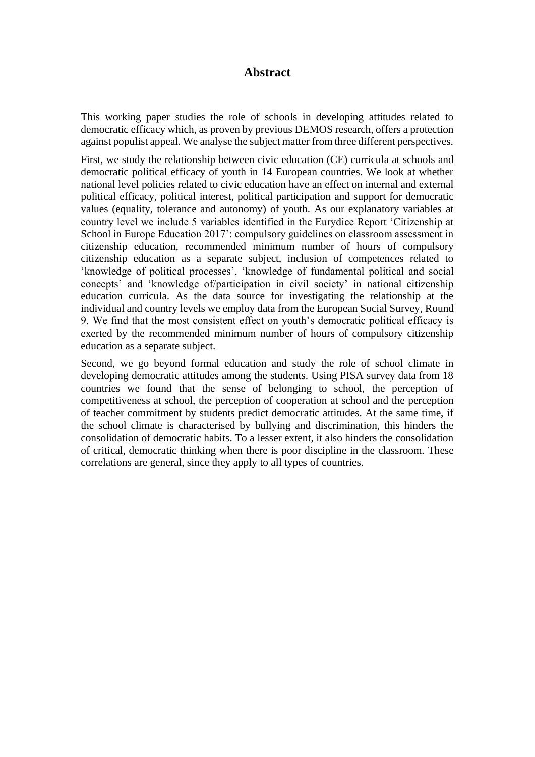# Abstract

This working paper studies the role of schools in developing attitudes related to democratic efficacy which, as proven by previous DEMOS research, offers a protection against populist appeal. We analyse the subject matter from three different perspectives.

First, we study the relationship between civic education (CE) curricula at schools and democratic political efficacy of youth in 14 European countries. We look at whether national level policies related to civic education have an effect on internal and external political efficacy, political interest, political participation and support for democratic values (equality, tolerance and autonomy) of youth. As our explanatory variables at country level we include 5 variables identified in the Eurydice Report 'Citizenship at School in Europe Education 2017': compulsory guidelines on classroom assessment in citizenship education, recommended minimum number of hours of compulsory citizenship education as a separate subject, inclusion of competences related to 'knowledge of political processes', 'knowledge of fundamental political and social concepts' and 'knowledge of/participation in civil society' in national citizenship education curricula. As the data source for investigating the relationship at the individual and country levels we employ data from the European Social Survey, Round 9. We find that the most consistent effect on youth's democratic political efficacy is exerted by the recommended minimum number of hours of compulsory citizenship education as a separate subject.

Second, we go beyond formal education and study the role of school climate in developing democratic attitudes among the students. Using PISA survey data from 18 countries we found that the sense of belonging to school, the perception of competitiveness at school, the perception of cooperation at school and the perception of teacher commitment by students predict democratic attitudes. At the same time, if the school climate is characterised by bullying and discrimination, this hinders the consolidation of democratic habits. To a lesser extent, it also hinders the consolidation of critical, democratic thinking when there is poor discipline in the classroom. These correlations are general, since they apply to all types of countries.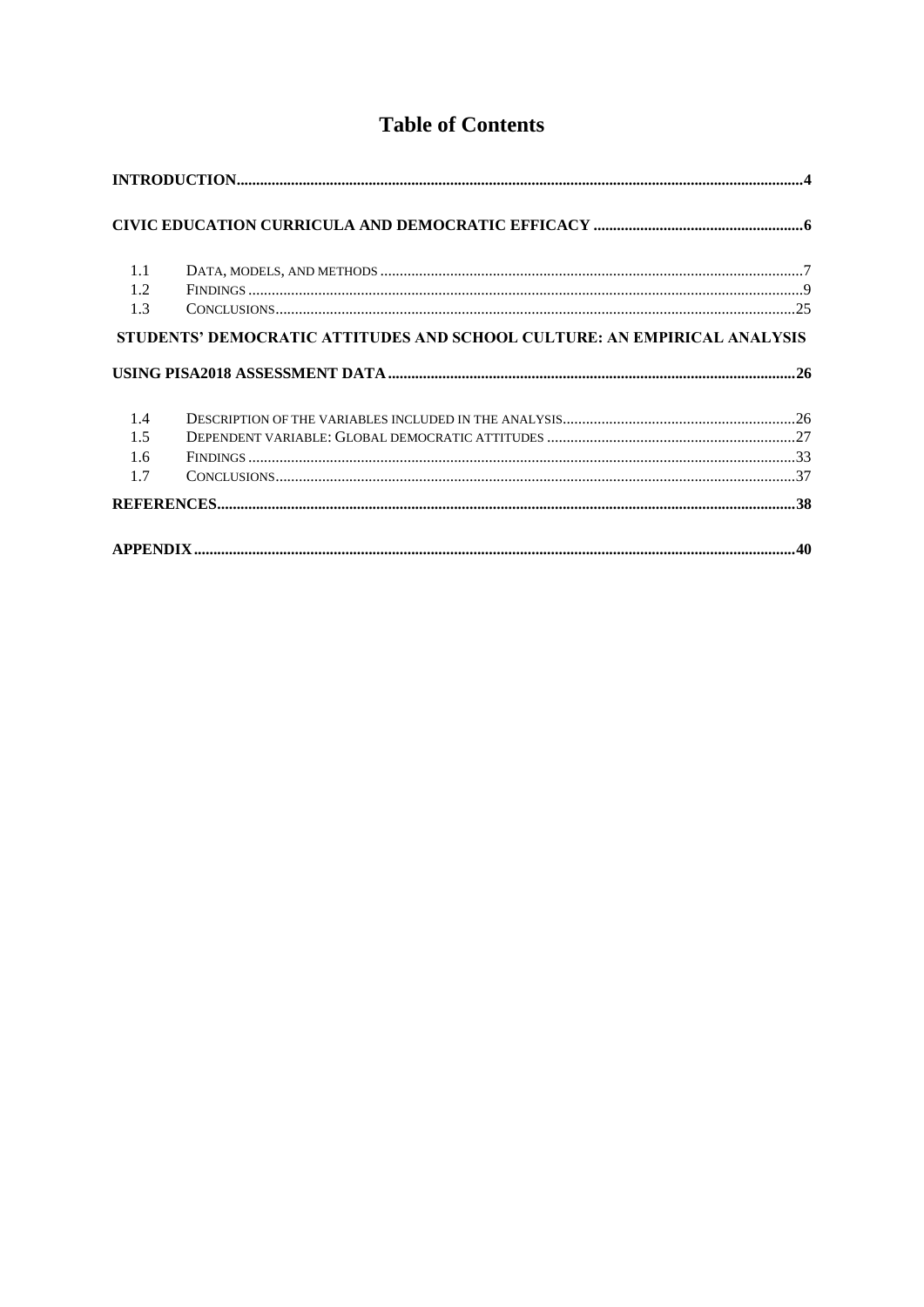# Table of Contents

**INTRODUCTION** ........................................................................ **4**

**CIVIC EDUCATION CURRICULA AND DEMOCRATIC EFFICACY** ........................................................................ **6**

1.1 DATA, MODELS, AND METHODS ........................................................................ 7
1.2 FINDINGS ........................................................................ 9
1.3 CONCLUSIONS ........................................................................ 25

**STUDENTS' DEMOCRATIC ATTITUDES AND SCHOOL CULTURE: AN EMPIRICAL ANALYSIS USING PISA2018 ASSESSMENT DATA** ........................................................................ **26**

1.4 DESCRIPTION OF THE VARIABLES INCLUDED IN THE ANALYSIS ........................................................................ 26
1.5 DEPENDENT VARIABLE: GLOBAL DEMOCRATIC ATTITUDES ........................................................................ 27
1.6 FINDINGS ........................................................................ 33
1.7 CONCLUSIONS ........................................................................ 37

**REFERENCES** ........................................................................ **38**

**APPENDIX** ........................................................................ **40**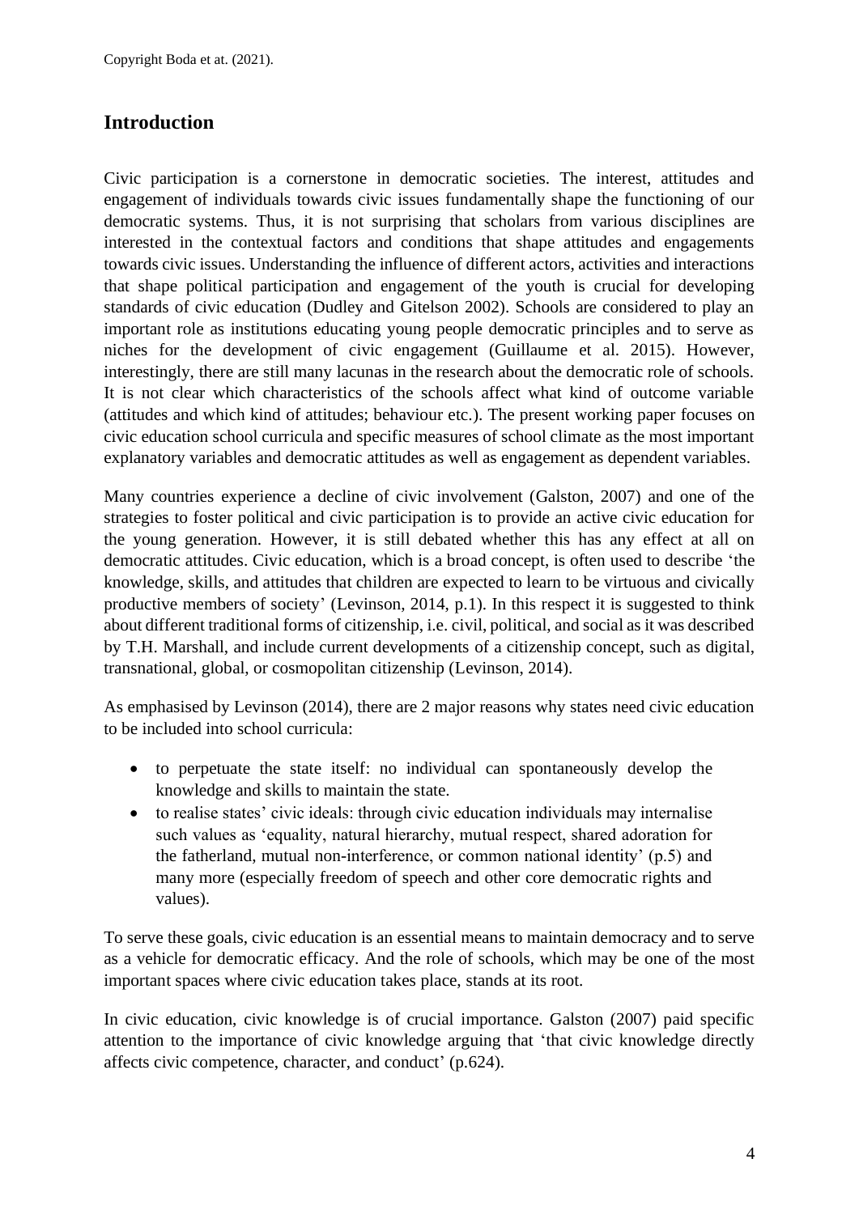## Introduction

Civic participation is a cornerstone in democratic societies. The interest, attitudes and engagement of individuals towards civic issues fundamentally shape the functioning of our democratic systems. Thus, it is not surprising that scholars from various disciplines are interested in the contextual factors and conditions that shape attitudes and engagements towards civic issues. Understanding the influence of different actors, activities and interactions that shape political participation and engagement of the youth is crucial for developing standards of civic education (Dudley and Gitelson 2002). Schools are considered to play an important role as institutions educating young people democratic principles and to serve as niches for the development of civic engagement (Guillaume et al. 2015). However, interestingly, there are still many lacunas in the research about the democratic role of schools. It is not clear which characteristics of the schools affect what kind of outcome variable (attitudes and which kind of attitudes; behaviour etc.). The present working paper focuses on civic education school curricula and specific measures of school climate as the most important explanatory variables and democratic attitudes as well as engagement as dependent variables.

Many countries experience a decline of civic involvement (Galston, 2007) and one of the strategies to foster political and civic participation is to provide an active civic education for the young generation. However, it is still debated whether this has any effect at all on democratic attitudes. Civic education, which is a broad concept, is often used to describe 'the knowledge, skills, and attitudes that children are expected to learn to be virtuous and civically productive members of society' (Levinson, 2014, p.1). In this respect it is suggested to think about different traditional forms of citizenship, i.e. civil, political, and social as it was described by T.H. Marshall, and include current developments of a citizenship concept, such as digital, transnational, global, or cosmopolitan citizenship (Levinson, 2014).

As emphasised by Levinson (2014), there are 2 major reasons why states need civic education to be included into school curricula:

- to perpetuate the state itself: no individual can spontaneously develop the knowledge and skills to maintain the state.
- to realise states' civic ideals: through civic education individuals may internalise such values as 'equality, natural hierarchy, mutual respect, shared adoration for the fatherland, mutual non-interference, or common national identity' (p.5) and many more (especially freedom of speech and other core democratic rights and values).

To serve these goals, civic education is an essential means to maintain democracy and to serve as a vehicle for democratic efficacy. And the role of schools, which may be one of the most important spaces where civic education takes place, stands at its root.

In civic education, civic knowledge is of crucial importance. Galston (2007) paid specific attention to the importance of civic knowledge arguing that 'that civic knowledge directly affects civic competence, character, and conduct' (p.624).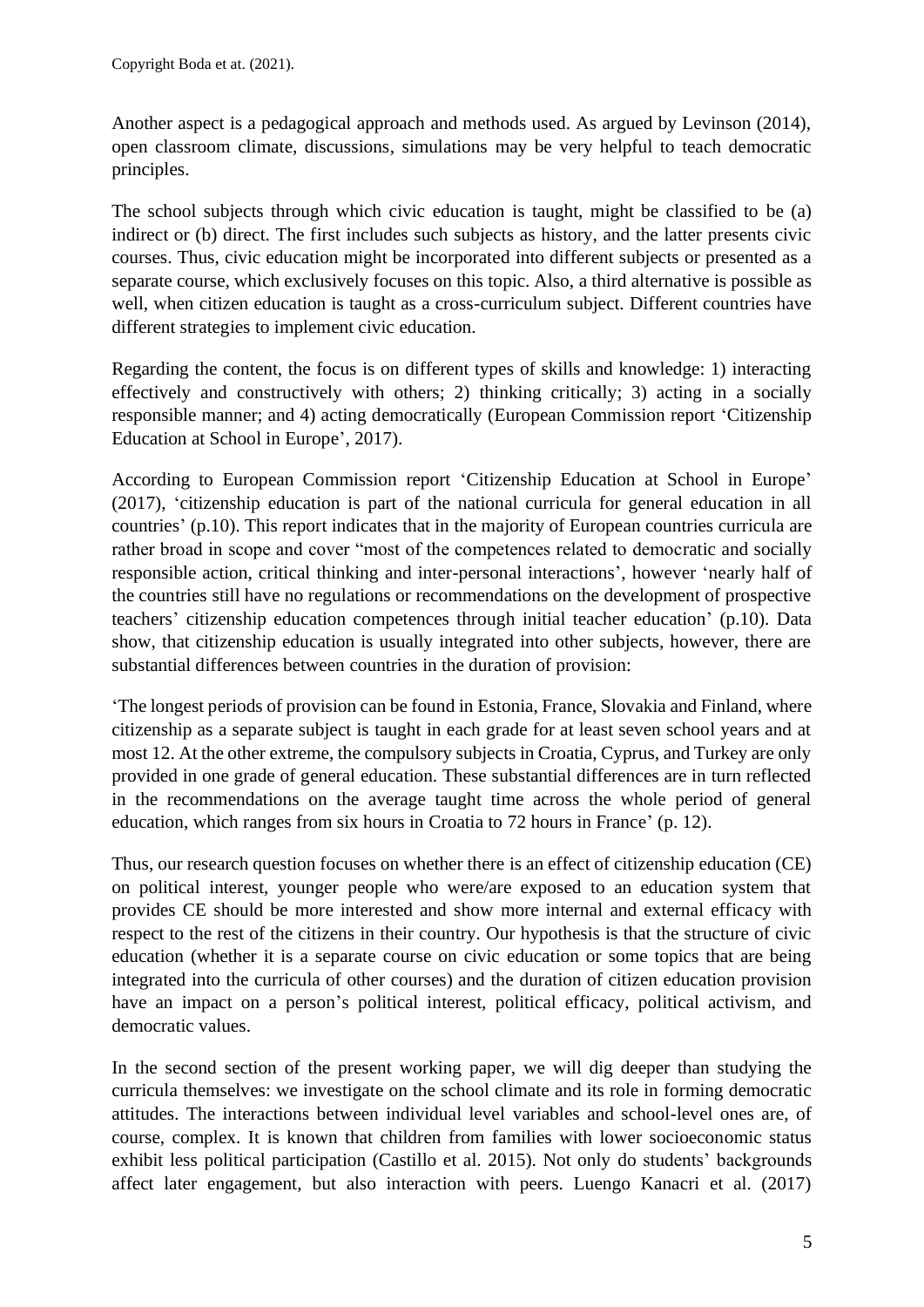Another aspect is a pedagogical approach and methods used. As argued by Levinson (2014), open classroom climate, discussions, simulations may be very helpful to teach democratic principles.

The school subjects through which civic education is taught, might be classified to be (a) indirect or (b) direct. The first includes such subjects as history, and the latter presents civic courses. Thus, civic education might be incorporated into different subjects or presented as a separate course, which exclusively focuses on this topic. Also, a third alternative is possible as well, when citizen education is taught as a cross-curriculum subject. Different countries have different strategies to implement civic education.

Regarding the content, the focus is on different types of skills and knowledge: 1) interacting effectively and constructively with others; 2) thinking critically; 3) acting in a socially responsible manner; and 4) acting democratically (European Commission report 'Citizenship Education at School in Europe', 2017).

According to European Commission report 'Citizenship Education at School in Europe' (2017), 'citizenship education is part of the national curricula for general education in all countries' (p.10). This report indicates that in the majority of European countries curricula are rather broad in scope and cover "most of the competences related to democratic and socially responsible action, critical thinking and inter-personal interactions', however 'nearly half of the countries still have no regulations or recommendations on the development of prospective teachers' citizenship education competences through initial teacher education' (p.10). Data show, that citizenship education is usually integrated into other subjects, however, there are substantial differences between countries in the duration of provision:

'The longest periods of provision can be found in Estonia, France, Slovakia and Finland, where citizenship as a separate subject is taught in each grade for at least seven school years and at most 12. At the other extreme, the compulsory subjects in Croatia, Cyprus, and Turkey are only provided in one grade of general education. These substantial differences are in turn reflected in the recommendations on the average taught time across the whole period of general education, which ranges from six hours in Croatia to 72 hours in France' (p. 12).

Thus, our research question focuses on whether there is an effect of citizenship education (CE) on political interest, younger people who were/are exposed to an education system that provides CE should be more interested and show more internal and external efficacy with respect to the rest of the citizens in their country. Our hypothesis is that the structure of civic education (whether it is a separate course on civic education or some topics that are being integrated into the curricula of other courses) and the duration of citizen education provision have an impact on a person's political interest, political efficacy, political activism, and democratic values.

In the second section of the present working paper, we will dig deeper than studying the curricula themselves: we investigate on the school climate and its role in forming democratic attitudes. The interactions between individual level variables and school-level ones are, of course, complex. It is known that children from families with lower socioeconomic status exhibit less political participation (Castillo et al. 2015). Not only do students' backgrounds affect later engagement, but also interaction with peers. Luengo Kanacri et al. (2017)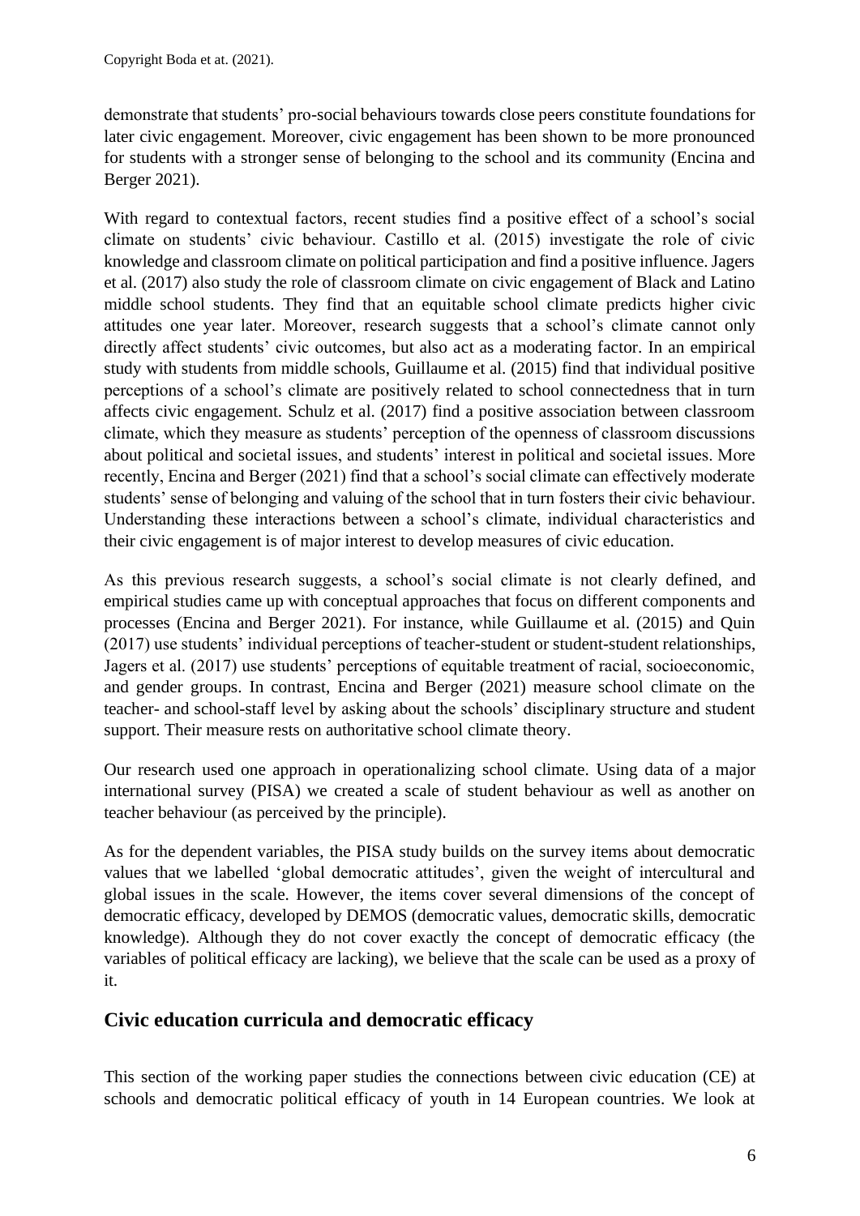demonstrate that students' pro-social behaviours towards close peers constitute foundations for later civic engagement. Moreover, civic engagement has been shown to be more pronounced for students with a stronger sense of belonging to the school and its community (Encina and Berger 2021).

With regard to contextual factors, recent studies find a positive effect of a school's social climate on students' civic behaviour. Castillo et al. (2015) investigate the role of civic knowledge and classroom climate on political participation and find a positive influence. Jagers et al. (2017) also study the role of classroom climate on civic engagement of Black and Latino middle school students. They find that an equitable school climate predicts higher civic attitudes one year later. Moreover, research suggests that a school's climate cannot only directly affect students' civic outcomes, but also act as a moderating factor. In an empirical study with students from middle schools, Guillaume et al. (2015) find that individual positive perceptions of a school's climate are positively related to school connectedness that in turn affects civic engagement. Schulz et al. (2017) find a positive association between classroom climate, which they measure as students' perception of the openness of classroom discussions about political and societal issues, and students' interest in political and societal issues. More recently, Encina and Berger (2021) find that a school's social climate can effectively moderate students' sense of belonging and valuing of the school that in turn fosters their civic behaviour. Understanding these interactions between a school's climate, individual characteristics and their civic engagement is of major interest to develop measures of civic education.

As this previous research suggests, a school's social climate is not clearly defined, and empirical studies came up with conceptual approaches that focus on different components and processes (Encina and Berger 2021). For instance, while Guillaume et al. (2015) and Quin (2017) use students' individual perceptions of teacher-student or student-student relationships, Jagers et al. (2017) use students' perceptions of equitable treatment of racial, socioeconomic, and gender groups. In contrast, Encina and Berger (2021) measure school climate on the teacher- and school-staff level by asking about the schools' disciplinary structure and student support. Their measure rests on authoritative school climate theory.

Our research used one approach in operationalizing school climate. Using data of a major international survey (PISA) we created a scale of student behaviour as well as another on teacher behaviour (as perceived by the principle).

As for the dependent variables, the PISA study builds on the survey items about democratic values that we labelled 'global democratic attitudes', given the weight of intercultural and global issues in the scale. However, the items cover several dimensions of the concept of democratic efficacy, developed by DEMOS (democratic values, democratic skills, democratic knowledge). Although they do not cover exactly the concept of democratic efficacy (the variables of political efficacy are lacking), we believe that the scale can be used as a proxy of it.

## Civic education curricula and democratic efficacy

This section of the working paper studies the connections between civic education (CE) at schools and democratic political efficacy of youth in 14 European countries. We look at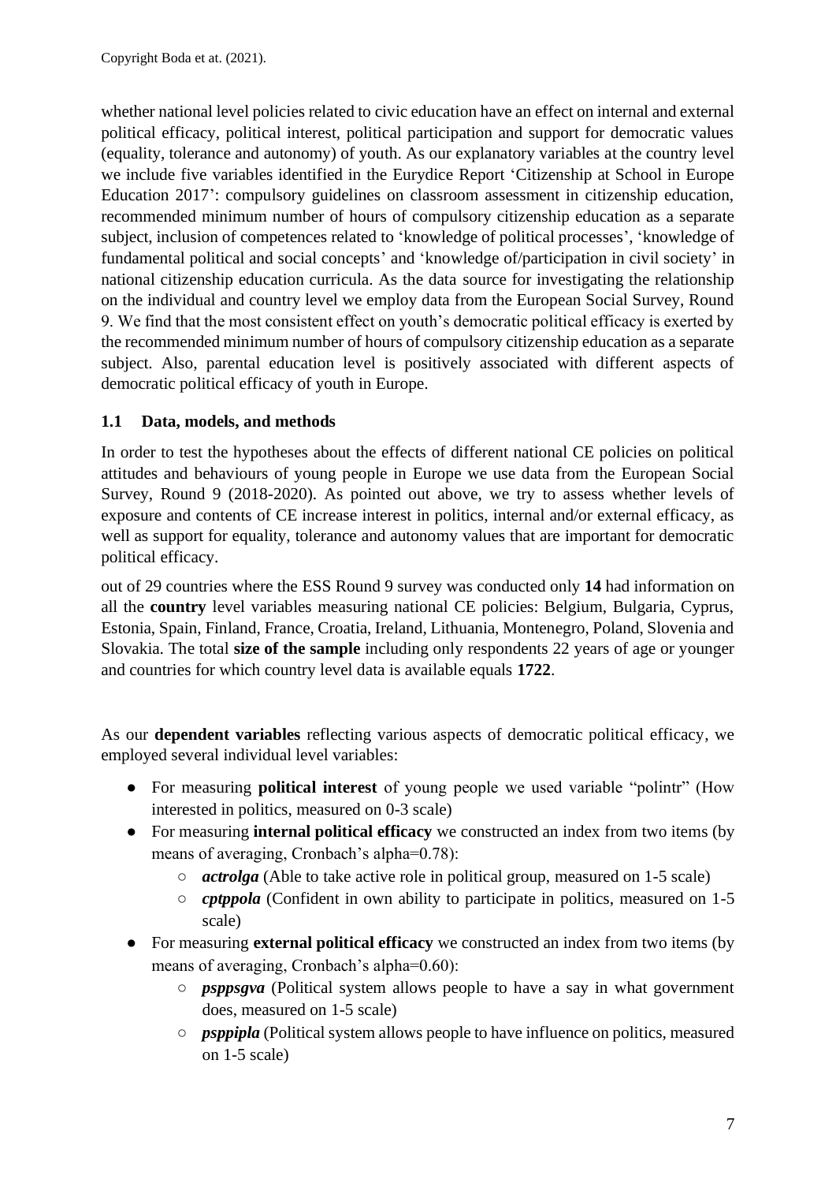whether national level policies related to civic education have an effect on internal and external political efficacy, political interest, political participation and support for democratic values (equality, tolerance and autonomy) of youth. As our explanatory variables at the country level we include five variables identified in the Eurydice Report 'Citizenship at School in Europe Education 2017': compulsory guidelines on classroom assessment in citizenship education, recommended minimum number of hours of compulsory citizenship education as a separate subject, inclusion of competences related to 'knowledge of political processes', 'knowledge of fundamental political and social concepts' and 'knowledge of/participation in civil society' in national citizenship education curricula. As the data source for investigating the relationship on the individual and country level we employ data from the European Social Survey, Round 9. We find that the most consistent effect on youth's democratic political efficacy is exerted by the recommended minimum number of hours of compulsory citizenship education as a separate subject. Also, parental education level is positively associated with different aspects of democratic political efficacy of youth in Europe.

## 1.1 Data, models, and methods

In order to test the hypotheses about the effects of different national CE policies on political attitudes and behaviours of young people in Europe we use data from the European Social Survey, Round 9 (2018-2020). As pointed out above, we try to assess whether levels of exposure and contents of CE increase interest in politics, internal and/or external efficacy, as well as support for equality, tolerance and autonomy values that are important for democratic political efficacy.

out of 29 countries where the ESS Round 9 survey was conducted only **14** had information on all the **country** level variables measuring national CE policies: Belgium, Bulgaria, Cyprus, Estonia, Spain, Finland, France, Croatia, Ireland, Lithuania, Montenegro, Poland, Slovenia and Slovakia. The total **size of the sample** including only respondents 22 years of age or younger and countries for which country level data is available equals **1722**.

As our **dependent variables** reflecting various aspects of democratic political efficacy, we employed several individual level variables:

- For measuring **political interest** of young people we used variable "polintr" (How interested in politics, measured on 0-3 scale)
- For measuring **internal political efficacy** we constructed an index from two items (by means of averaging, Cronbach's alpha=0.78):
  - ***actrolga*** (Able to take active role in political group, measured on 1-5 scale)
  - ***cptppola*** (Confident in own ability to participate in politics, measured on 1-5 scale)
- For measuring **external political efficacy** we constructed an index from two items (by means of averaging, Cronbach's alpha=0.60):
  - ***psppsgva*** (Political system allows people to have a say in what government does, measured on 1-5 scale)
  - ***psppipla*** (Political system allows people to have influence on politics, measured on 1-5 scale)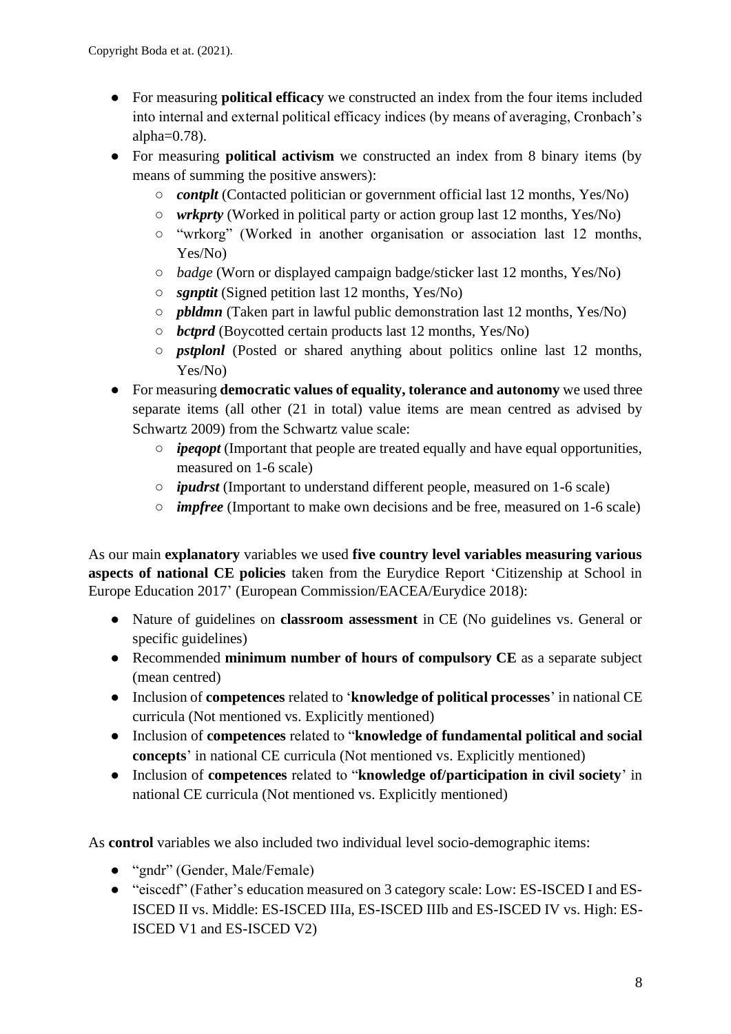- For measuring **political efficacy** we constructed an index from the four items included into internal and external political efficacy indices (by means of averaging, Cronbach's alpha=0.78).
- For measuring **political activism** we constructed an index from 8 binary items (by means of summing the positive answers):
  - ***contplt*** (Contacted politician or government official last 12 months, Yes/No)
  - ***wrkprty*** (Worked in political party or action group last 12 months, Yes/No)
  - "wrkorg" (Worked in another organisation or association last 12 months, Yes/No)
  - *badge* (Worn or displayed campaign badge/sticker last 12 months, Yes/No)
  - ***sgnptit*** (Signed petition last 12 months, Yes/No)
  - ***pbldmn*** (Taken part in lawful public demonstration last 12 months, Yes/No)
  - ***bctprd*** (Boycotted certain products last 12 months, Yes/No)
  - ***pstplonl*** (Posted or shared anything about politics online last 12 months, Yes/No)
- For measuring **democratic values of equality, tolerance and autonomy** we used three separate items (all other (21 in total) value items are mean centred as advised by Schwartz 2009) from the Schwartz value scale:
  - ***ipeqopt*** (Important that people are treated equally and have equal opportunities, measured on 1-6 scale)
  - ***ipudrst*** (Important to understand different people, measured on 1-6 scale)
  - ***impfree*** (Important to make own decisions and be free, measured on 1-6 scale)

As our main **explanatory** variables we used **five country level variables measuring various aspects of national CE policies** taken from the Eurydice Report 'Citizenship at School in Europe Education 2017' (European Commission/EACEA/Eurydice 2018):

- Nature of guidelines on **classroom assessment** in CE (No guidelines vs. General or specific guidelines)
- Recommended **minimum number of hours of compulsory CE** as a separate subject (mean centred)
- Inclusion of **competences** related to '**knowledge of political processes**' in national CE curricula (Not mentioned vs. Explicitly mentioned)
- Inclusion of **competences** related to "**knowledge of fundamental political and social concepts**' in national CE curricula (Not mentioned vs. Explicitly mentioned)
- Inclusion of **competences** related to "**knowledge of/participation in civil society**' in national CE curricula (Not mentioned vs. Explicitly mentioned)

As **control** variables we also included two individual level socio-demographic items:

- "gndr" (Gender, Male/Female)
- "eiscedf" (Father's education measured on 3 category scale: Low: ES-ISCED I and ES-ISCED II vs. Middle: ES-ISCED IIIa, ES-ISCED IIIb and ES-ISCED IV vs. High: ES-ISCED V1 and ES-ISCED V2)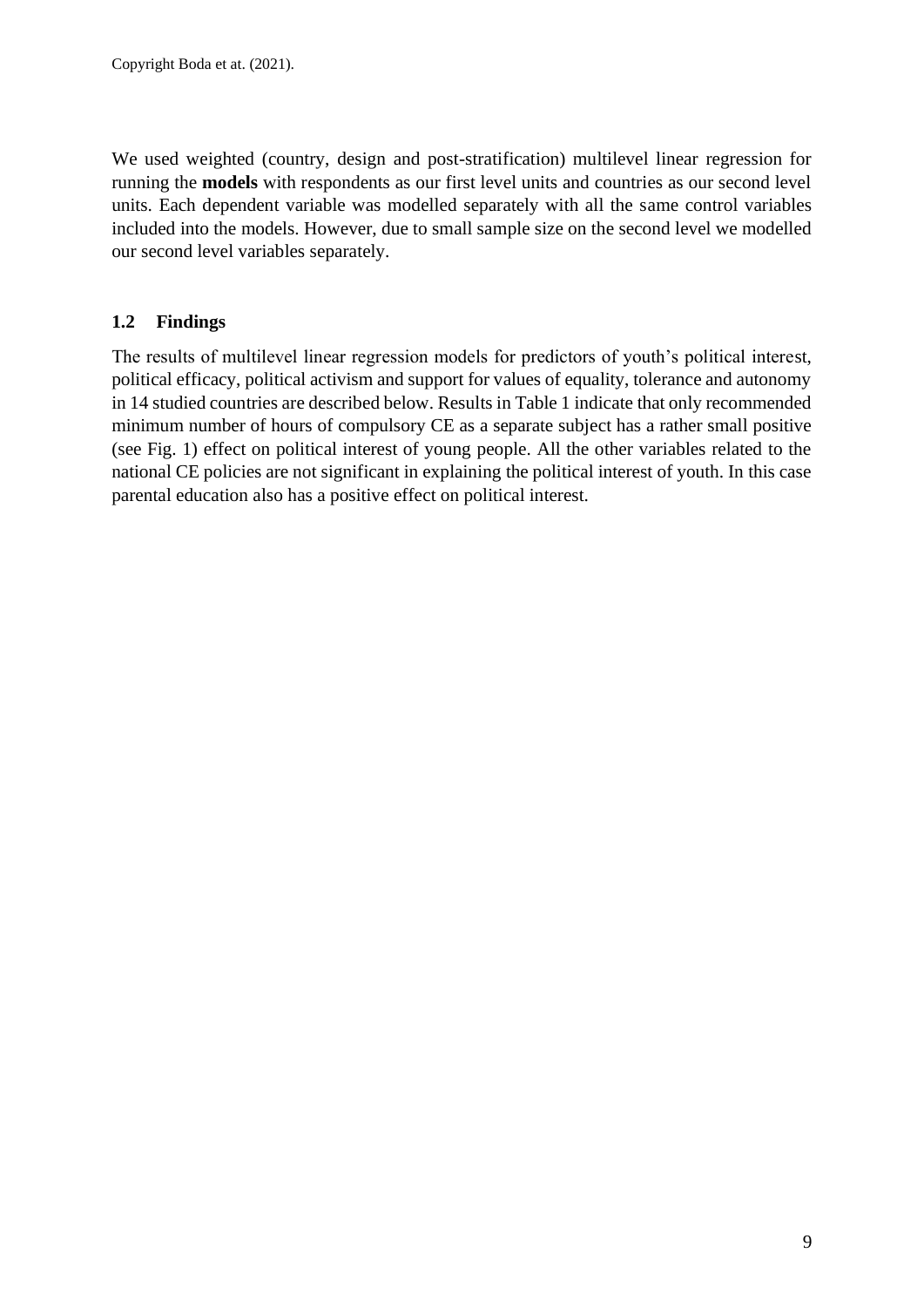We used weighted (country, design and post-stratification) multilevel linear regression for running the **models** with respondents as our first level units and countries as our second level units. Each dependent variable was modelled separately with all the same control variables included into the models. However, due to small sample size on the second level we modelled our second level variables separately.

### 1.2 Findings

The results of multilevel linear regression models for predictors of youth's political interest, political efficacy, political activism and support for values of equality, tolerance and autonomy in 14 studied countries are described below. Results in Table 1 indicate that only recommended minimum number of hours of compulsory CE as a separate subject has a rather small positive (see Fig. 1) effect on political interest of young people. All the other variables related to the national CE policies are not significant in explaining the political interest of youth. In this case parental education also has a positive effect on political interest.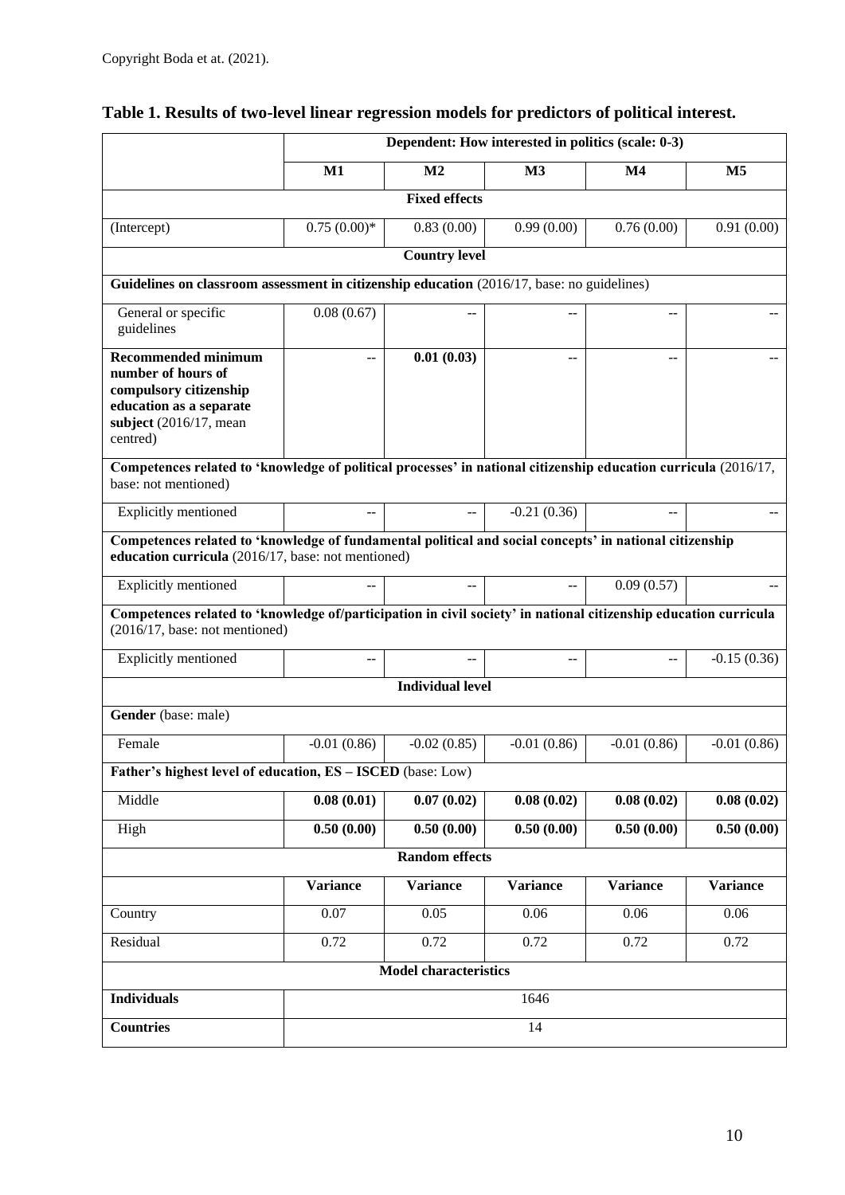Copyright Boda et at. (2021).

**Table 1. Results of two-level linear regression models for predictors of political interest.**

| | Dependent: How interested in politics (scale: 0-3) | | | | |
|---|---|---|---|---|---|
| | **M1** | **M2** | **M3** | **M4** | **M5** |
| **Fixed effects** | | | | | |
| (Intercept) | 0.75 (0.00)* | 0.83 (0.00) | 0.99 (0.00) | 0.76 (0.00) | 0.91 (0.00) |
| **Country level** | | | | | |
| **Guidelines on classroom assessment in citizenship education** (2016/17, base: no guidelines) | | | | | |
| General or specific guidelines | 0.08 (0.67) | -- | -- | -- | -- |
| **Recommended minimum number of hours of compulsory citizenship education as a separate subject** (2016/17, mean centred) | -- | **0.01 (0.03)** | -- | -- | -- |
| **Competences related to 'knowledge of political processes' in national citizenship education curricula** (2016/17, base: not mentioned) | | | | | |
| Explicitly mentioned | -- | -- | -0.21 (0.36) | -- | -- |
| **Competences related to 'knowledge of fundamental political and social concepts' in national citizenship education curricula** (2016/17, base: not mentioned) | | | | | |
| Explicitly mentioned | -- | -- | -- | 0.09 (0.57) | -- |
| **Competences related to 'knowledge of/participation in civil society' in national citizenship education curricula** (2016/17, base: not mentioned) | | | | | |
| Explicitly mentioned | -- | -- | -- | -- | -0.15 (0.36) |
| **Individual level** | | | | | |
| **Gender** (base: male) | | | | | |
| Female | -0.01 (0.86) | -0.02 (0.85) | -0.01 (0.86) | -0.01 (0.86) | -0.01 (0.86) |
| **Father's highest level of education, ES – ISCED** (base: Low) | | | | | |
| Middle | **0.08 (0.01)** | **0.07 (0.02)** | **0.08 (0.02)** | **0.08 (0.02)** | **0.08 (0.02)** |
| High | **0.50 (0.00)** | **0.50 (0.00)** | **0.50 (0.00)** | **0.50 (0.00)** | **0.50 (0.00)** |
| **Random effects** | | | | | |
| | **Variance** | **Variance** | **Variance** | **Variance** | **Variance** |
| Country | 0.07 | 0.05 | 0.06 | 0.06 | 0.06 |
| Residual | 0.72 | 0.72 | 0.72 | 0.72 | 0.72 |
| **Model characteristics** | | | | | |
| **Individuals** | 1646 | | | | |
| **Countries** | 14 | | | | |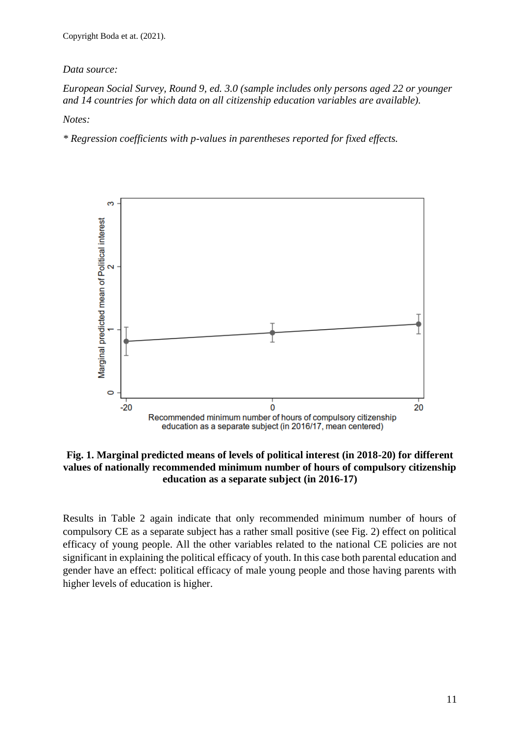Copyright Boda et at. (2021).

*Data source:*

*European Social Survey, Round 9, ed. 3.0 (sample includes only persons aged 22 or younger and 14 countries for which data on all citizenship education variables are available).*

*Notes:*

** Regression coefficients with p-values in parentheses reported for fixed effects.*

**Fig. 1. Marginal predicted means of levels of political interest (in 2018-20) for different values of nationally recommended minimum number of hours of compulsory citizenship education as a separate subject (in 2016-17)**

Results in Table 2 again indicate that only recommended minimum number of hours of compulsory CE as a separate subject has a rather small positive (see Fig. 2) effect on political efficacy of young people. All the other variables related to the national CE policies are not significant in explaining the political efficacy of youth. In this case both parental education and gender have an effect: political efficacy of male young people and those having parents with higher levels of education is higher.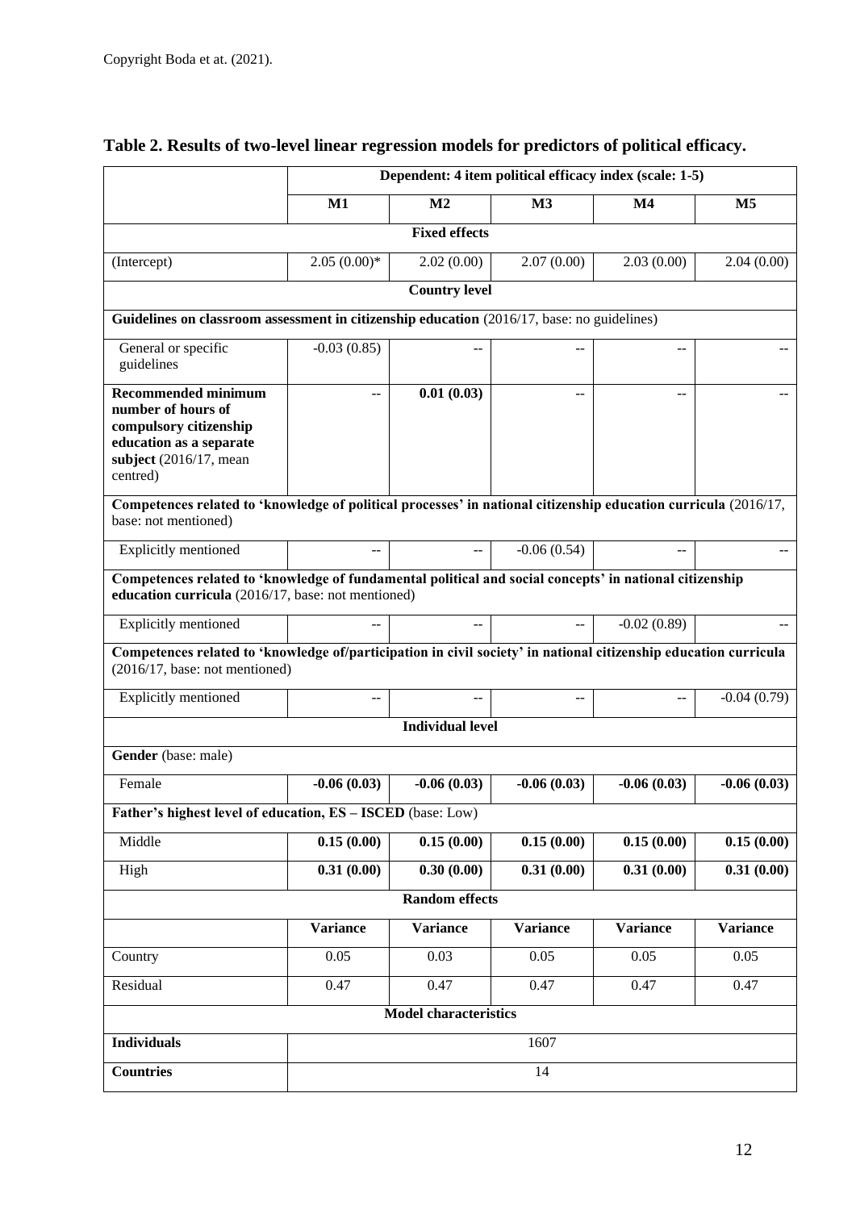Copyright Boda et at. (2021).

**Table 2. Results of two-level linear regression models for predictors of political efficacy.**

| | Dependent: 4 item political efficacy index (scale: 1-5) | | | | |
|---|---|---|---|---|---|
| | **M1** | **M2** | **M3** | **M4** | **M5** |
| **Fixed effects** | | | | | |
| (Intercept) | 2.05 (0.00)* | 2.02 (0.00) | 2.07 (0.00) | 2.03 (0.00) | 2.04 (0.00) |
| **Country level** | | | | | |
| **Guidelines on classroom assessment in citizenship education** (2016/17, base: no guidelines) | | | | | |
| General or specific guidelines | -0.03 (0.85) | -- | -- | -- | -- |
| **Recommended minimum number of hours of compulsory citizenship education as a separate subject** (2016/17, mean centred) | -- | **0.01 (0.03)** | -- | -- | -- |
| **Competences related to 'knowledge of political processes' in national citizenship education curricula** (2016/17, base: not mentioned) | | | | | |
| Explicitly mentioned | -- | -- | -0.06 (0.54) | -- | -- |
| **Competences related to 'knowledge of fundamental political and social concepts' in national citizenship education curricula** (2016/17, base: not mentioned) | | | | | |
| Explicitly mentioned | -- | -- | -- | -0.02 (0.89) | -- |
| **Competences related to 'knowledge of/participation in civil society' in national citizenship education curricula** (2016/17, base: not mentioned) | | | | | |
| Explicitly mentioned | -- | -- | -- | -- | -0.04 (0.79) |
| **Individual level** | | | | | |
| **Gender** (base: male) | | | | | |
| Female | **-0.06 (0.03)** | **-0.06 (0.03)** | **-0.06 (0.03)** | **-0.06 (0.03)** | **-0.06 (0.03)** |
| **Father's highest level of education, ES – ISCED** (base: Low) | | | | | |
| Middle | **0.15 (0.00)** | **0.15 (0.00)** | **0.15 (0.00)** | **0.15 (0.00)** | **0.15 (0.00)** |
| High | **0.31 (0.00)** | **0.30 (0.00)** | **0.31 (0.00)** | **0.31 (0.00)** | **0.31 (0.00)** |
| **Random effects** | | | | | |
| | **Variance** | **Variance** | **Variance** | **Variance** | **Variance** |
| Country | 0.05 | 0.03 | 0.05 | 0.05 | 0.05 |
| Residual | 0.47 | 0.47 | 0.47 | 0.47 | 0.47 |
| **Model characteristics** | | | | | |
| **Individuals** | 1607 | | | | |
| **Countries** | 14 | | | | |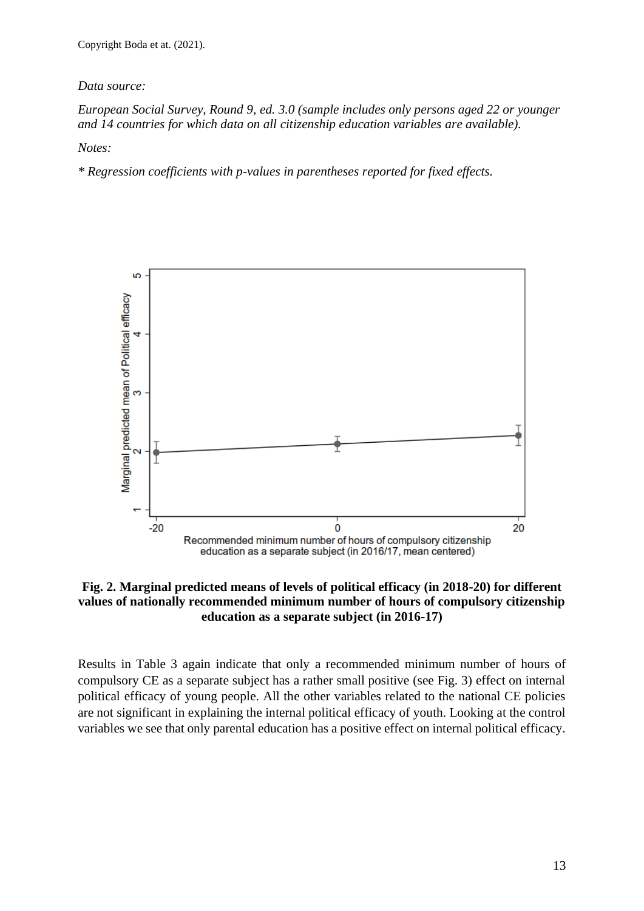Copyright Boda et at. (2021).

*Data source:*

*European Social Survey, Round 9, ed. 3.0 (sample includes only persons aged 22 or younger and 14 countries for which data on all citizenship education variables are available).*

*Notes:*

*\* Regression coefficients with p-values in parentheses reported for fixed effects.*

**Fig. 2. Marginal predicted means of levels of political efficacy (in 2018-20) for different values of nationally recommended minimum number of hours of compulsory citizenship education as a separate subject (in 2016-17)**

Results in Table 3 again indicate that only a recommended minimum number of hours of compulsory CE as a separate subject has a rather small positive (see Fig. 3) effect on internal political efficacy of young people. All the other variables related to the national CE policies are not significant in explaining the internal political efficacy of youth. Looking at the control variables we see that only parental education has a positive effect on internal political efficacy.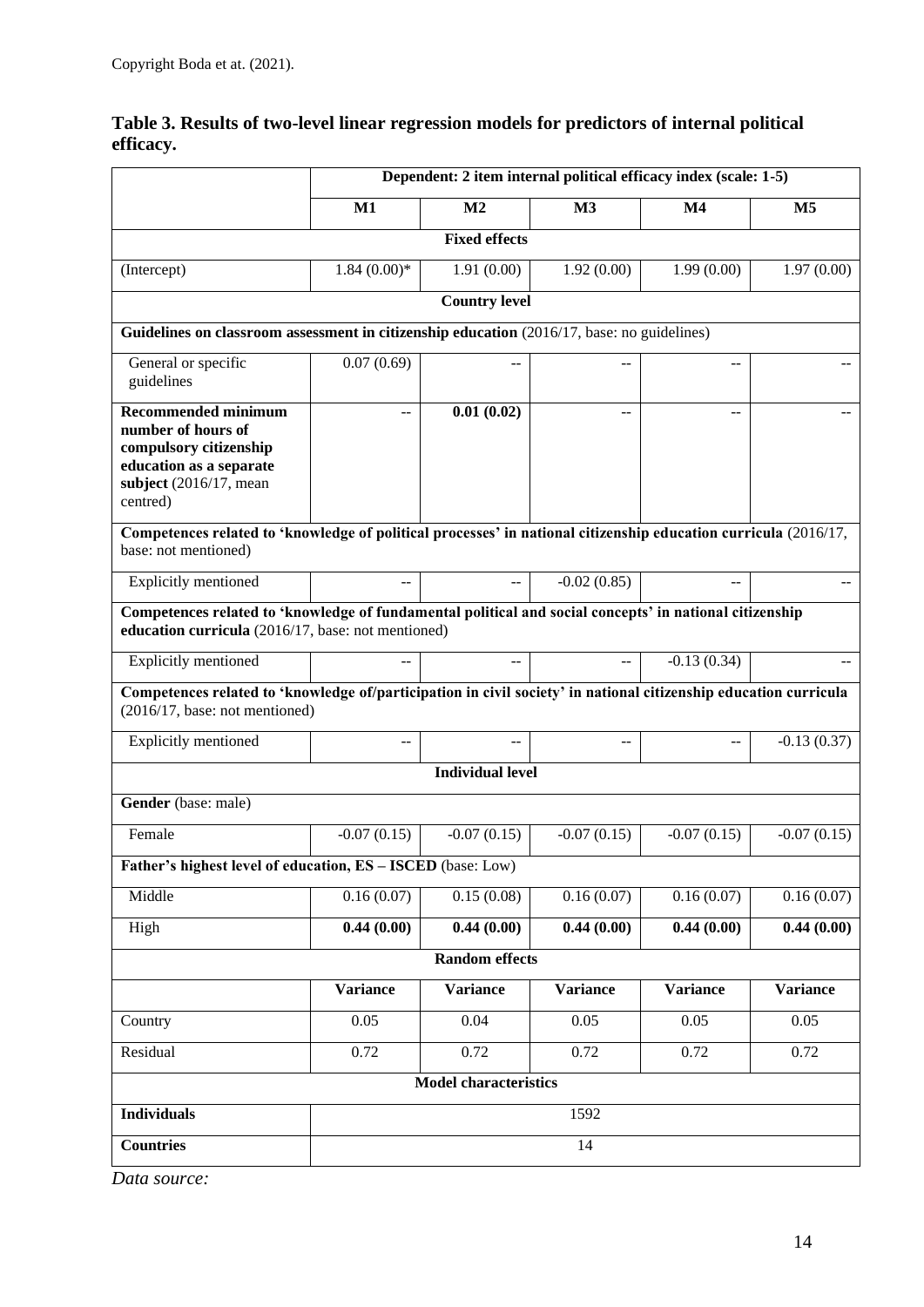Copyright Boda et at. (2021).

**Table 3. Results of two-level linear regression models for predictors of internal political efficacy.**

| | Dependent: 2 item internal political efficacy index (scale: 1-5) | | | | |
|---|---|---|---|---|---|
| | **M1** | **M2** | **M3** | **M4** | **M5** |
| **Fixed effects** | | | | | |
| (Intercept) | 1.84 (0.00)* | 1.91 (0.00) | 1.92 (0.00) | 1.99 (0.00) | 1.97 (0.00) |
| **Country level** | | | | | |
| **Guidelines on classroom assessment in citizenship education** (2016/17, base: no guidelines) | | | | | |
| General or specific guidelines | 0.07 (0.69) | -- | -- | -- | -- |
| **Recommended minimum number of hours of compulsory citizenship education as a separate subject** (2016/17, mean centred) | -- | **0.01 (0.02)** | -- | -- | -- |
| **Competences related to 'knowledge of political processes' in national citizenship education curricula** (2016/17, base: not mentioned) | | | | | |
| Explicitly mentioned | -- | -- | -0.02 (0.85) | -- | -- |
| **Competences related to 'knowledge of fundamental political and social concepts' in national citizenship education curricula** (2016/17, base: not mentioned) | | | | | |
| Explicitly mentioned | -- | -- | -- | -0.13 (0.34) | -- |
| **Competences related to 'knowledge of/participation in civil society' in national citizenship education curricula** (2016/17, base: not mentioned) | | | | | |
| Explicitly mentioned | -- | -- | -- | -- | -0.13 (0.37) |
| **Individual level** | | | | | |
| **Gender** (base: male) | | | | | |
| Female | -0.07 (0.15) | -0.07 (0.15) | -0.07 (0.15) | -0.07 (0.15) | -0.07 (0.15) |
| **Father's highest level of education, ES – ISCED** (base: Low) | | | | | |
| Middle | 0.16 (0.07) | 0.15 (0.08) | 0.16 (0.07) | 0.16 (0.07) | 0.16 (0.07) |
| High | **0.44 (0.00)** | **0.44 (0.00)** | **0.44 (0.00)** | **0.44 (0.00)** | **0.44 (0.00)** |
| **Random effects** | | | | | |
| | **Variance** | **Variance** | **Variance** | **Variance** | **Variance** |
| Country | 0.05 | 0.04 | 0.05 | 0.05 | 0.05 |
| Residual | 0.72 | 0.72 | 0.72 | 0.72 | 0.72 |
| **Model characteristics** | | | | | |
| **Individuals** | 1592 | | | | |
| **Countries** | 14 | | | | |

*Data source:*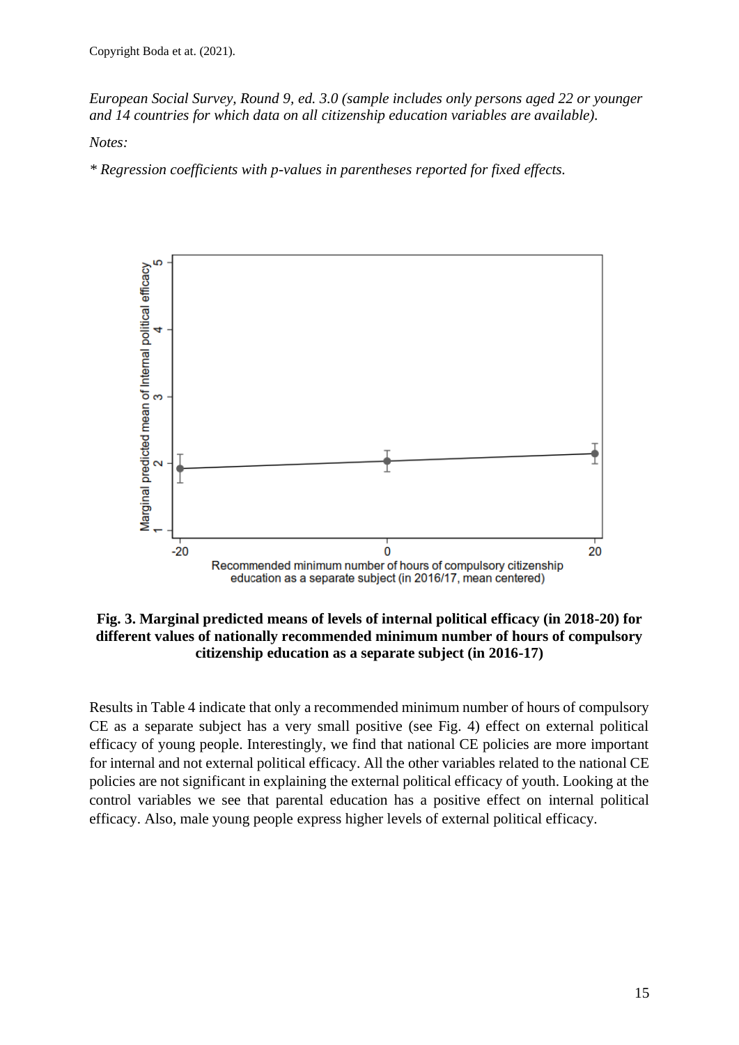Copyright Boda et at. (2021).

*European Social Survey, Round 9, ed. 3.0 (sample includes only persons aged 22 or younger and 14 countries for which data on all citizenship education variables are available).*

*Notes:*

*\* Regression coefficients with p-values in parentheses reported for fixed effects.*

**Fig. 3. Marginal predicted means of levels of internal political efficacy (in 2018-20) for different values of nationally recommended minimum number of hours of compulsory citizenship education as a separate subject (in 2016-17)**

Results in Table 4 indicate that only a recommended minimum number of hours of compulsory CE as a separate subject has a very small positive (see Fig. 4) effect on external political efficacy of young people. Interestingly, we find that national CE policies are more important for internal and not external political efficacy. All the other variables related to the national CE policies are not significant in explaining the external political efficacy of youth. Looking at the control variables we see that parental education has a positive effect on internal political efficacy. Also, male young people express higher levels of external political efficacy.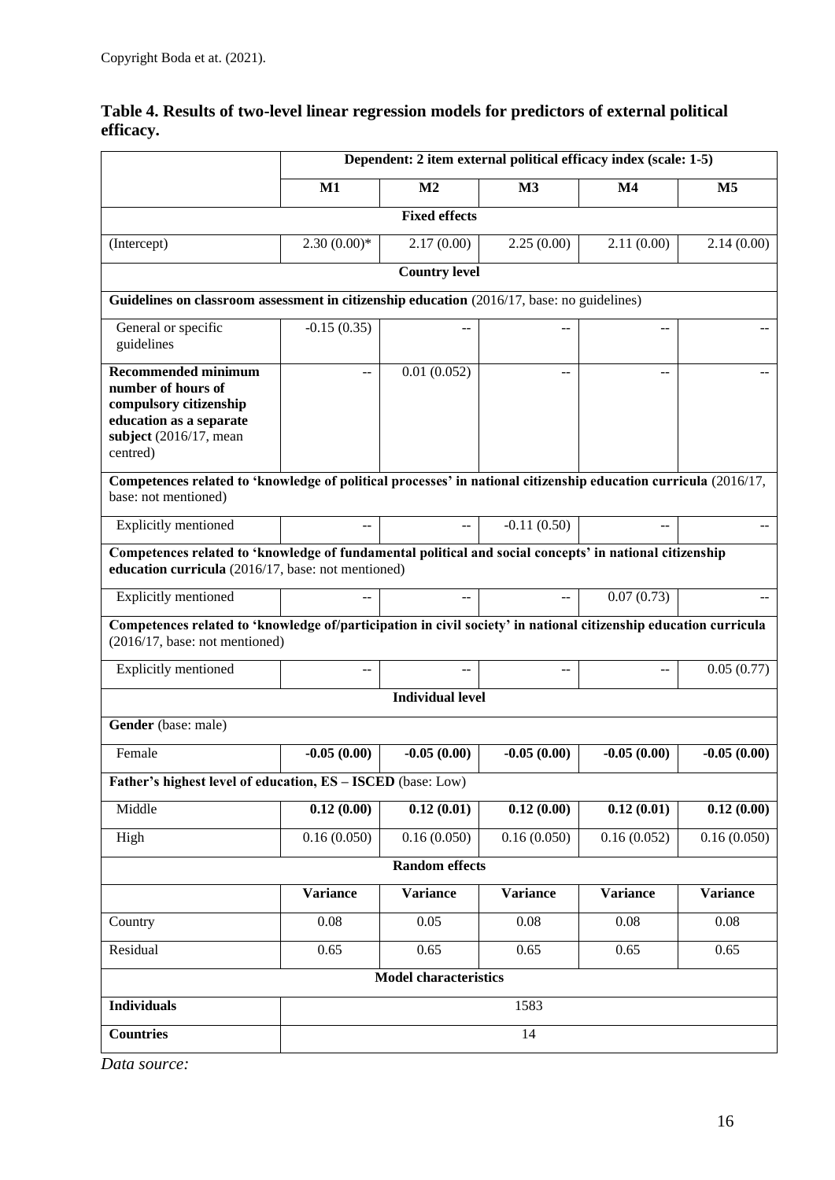Copyright Boda et at. (2021).

**Table 4. Results of two-level linear regression models for predictors of external political efficacy.**

| | Dependent: 2 item external political efficacy index (scale: 1-5) | | | | |
|---|---|---|---|---|---|
| | **M1** | **M2** | **M3** | **M4** | **M5** |
| **Fixed effects** | | | | | |
| (Intercept) | 2.30 (0.00)* | 2.17 (0.00) | 2.25 (0.00) | 2.11 (0.00) | 2.14 (0.00) |
| **Country level** | | | | | |
| **Guidelines on classroom assessment in citizenship education** (2016/17, base: no guidelines) | | | | | |
| General or specific guidelines | -0.15 (0.35) | -- | -- | -- | -- |
| **Recommended minimum number of hours of compulsory citizenship education as a separate subject** (2016/17, mean centred) | -- | 0.01 (0.052) | -- | -- | -- |
| **Competences related to 'knowledge of political processes' in national citizenship education curricula** (2016/17, base: not mentioned) | | | | | |
| Explicitly mentioned | -- | -- | -0.11 (0.50) | -- | -- |
| **Competences related to 'knowledge of fundamental political and social concepts' in national citizenship education curricula** (2016/17, base: not mentioned) | | | | | |
| Explicitly mentioned | -- | -- | -- | 0.07 (0.73) | -- |
| **Competences related to 'knowledge of/participation in civil society' in national citizenship education curricula** (2016/17, base: not mentioned) | | | | | |
| Explicitly mentioned | -- | -- | -- | -- | 0.05 (0.77) |
| **Individual level** | | | | | |
| **Gender** (base: male) | | | | | |
| Female | **-0.05 (0.00)** | **-0.05 (0.00)** | **-0.05 (0.00)** | **-0.05 (0.00)** | **-0.05 (0.00)** |
| **Father's highest level of education, ES – ISCED** (base: Low) | | | | | |
| Middle | **0.12 (0.00)** | **0.12 (0.01)** | **0.12 (0.00)** | **0.12 (0.01)** | **0.12 (0.00)** |
| High | 0.16 (0.050) | 0.16 (0.050) | 0.16 (0.050) | 0.16 (0.052) | 0.16 (0.050) |
| **Random effects** | | | | | |
| | **Variance** | **Variance** | **Variance** | **Variance** | **Variance** |
| Country | 0.08 | 0.05 | 0.08 | 0.08 | 0.08 |
| Residual | 0.65 | 0.65 | 0.65 | 0.65 | 0.65 |
| **Model characteristics** | | | | | |
| **Individuals** | 1583 | | | | |
| **Countries** | 14 | | | | |

*Data source:*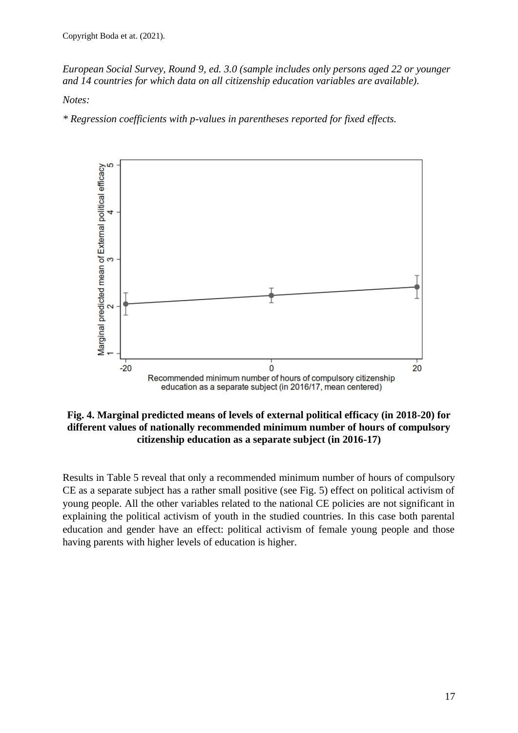Copyright Boda et at. (2021).

*European Social Survey, Round 9, ed. 3.0 (sample includes only persons aged 22 or younger and 14 countries for which data on all citizenship education variables are available).*

*Notes:*

** Regression coefficients with p-values in parentheses reported for fixed effects.*

**Fig. 4. Marginal predicted means of levels of external political efficacy (in 2018-20) for different values of nationally recommended minimum number of hours of compulsory citizenship education as a separate subject (in 2016-17)**

Results in Table 5 reveal that only a recommended minimum number of hours of compulsory CE as a separate subject has a rather small positive (see Fig. 5) effect on political activism of young people. All the other variables related to the national CE policies are not significant in explaining the political activism of youth in the studied countries. In this case both parental education and gender have an effect: political activism of female young people and those having parents with higher levels of education is higher.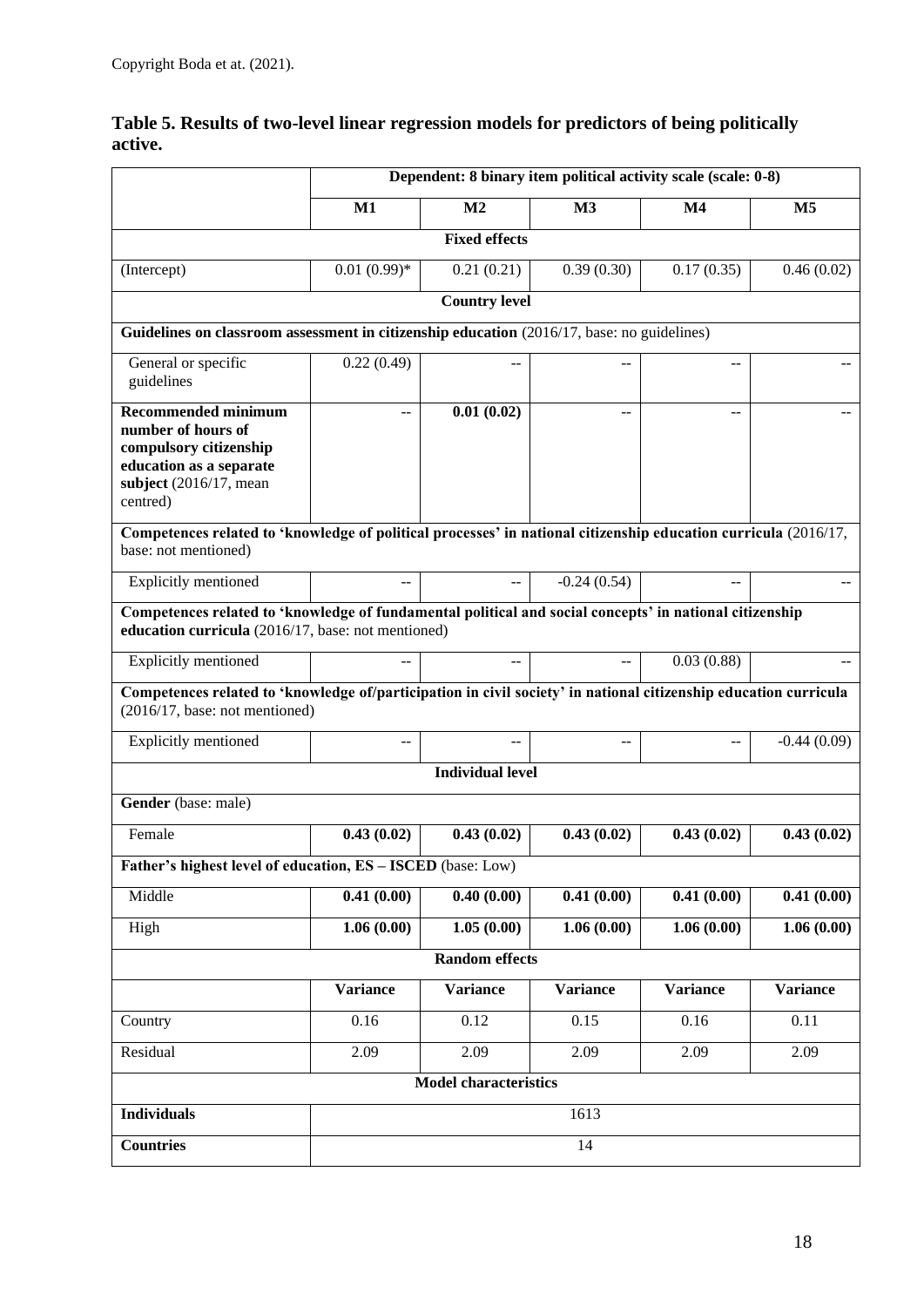Copyright Boda et at. (2021).

**Table 5. Results of two-level linear regression models for predictors of being politically active.**

| | Dependent: 8 binary item political activity scale (scale: 0-8) | | | | |
|---|---|---|---|---|---|
| | **M1** | **M2** | **M3** | **M4** | **M5** |
| **Fixed effects** | | | | | |
| (Intercept) | 0.01 (0.99)* | 0.21 (0.21) | 0.39 (0.30) | 0.17 (0.35) | 0.46 (0.02) |
| **Country level** | | | | | |
| **Guidelines on classroom assessment in citizenship education** (2016/17, base: no guidelines) | | | | | |
| General or specific guidelines | 0.22 (0.49) | -- | -- | -- | -- |
| **Recommended minimum number of hours of compulsory citizenship education as a separate subject** (2016/17, mean centred) | -- | **0.01 (0.02)** | -- | -- | -- |
| **Competences related to 'knowledge of political processes' in national citizenship education curricula** (2016/17, base: not mentioned) | | | | | |
| Explicitly mentioned | -- | -- | -0.24 (0.54) | -- | -- |
| **Competences related to 'knowledge of fundamental political and social concepts' in national citizenship education curricula** (2016/17, base: not mentioned) | | | | | |
| Explicitly mentioned | -- | -- | -- | 0.03 (0.88) | -- |
| **Competences related to 'knowledge of/participation in civil society' in national citizenship education curricula** (2016/17, base: not mentioned) | | | | | |
| Explicitly mentioned | -- | -- | -- | -- | -0.44 (0.09) |
| **Individual level** | | | | | |
| **Gender** (base: male) | | | | | |
| Female | **0.43 (0.02)** | **0.43 (0.02)** | **0.43 (0.02)** | **0.43 (0.02)** | **0.43 (0.02)** |
| **Father's highest level of education, ES – ISCED** (base: Low) | | | | | |
| Middle | **0.41 (0.00)** | **0.40 (0.00)** | **0.41 (0.00)** | **0.41 (0.00)** | **0.41 (0.00)** |
| High | **1.06 (0.00)** | **1.05 (0.00)** | **1.06 (0.00)** | **1.06 (0.00)** | **1.06 (0.00)** |
| **Random effects** | | | | | |
| | **Variance** | **Variance** | **Variance** | **Variance** | **Variance** |
| Country | 0.16 | 0.12 | 0.15 | 0.16 | 0.11 |
| Residual | 2.09 | 2.09 | 2.09 | 2.09 | 2.09 |
| **Model characteristics** | | | | | |
| **Individuals** | 1613 | | | | |
| **Countries** | 14 | | | | |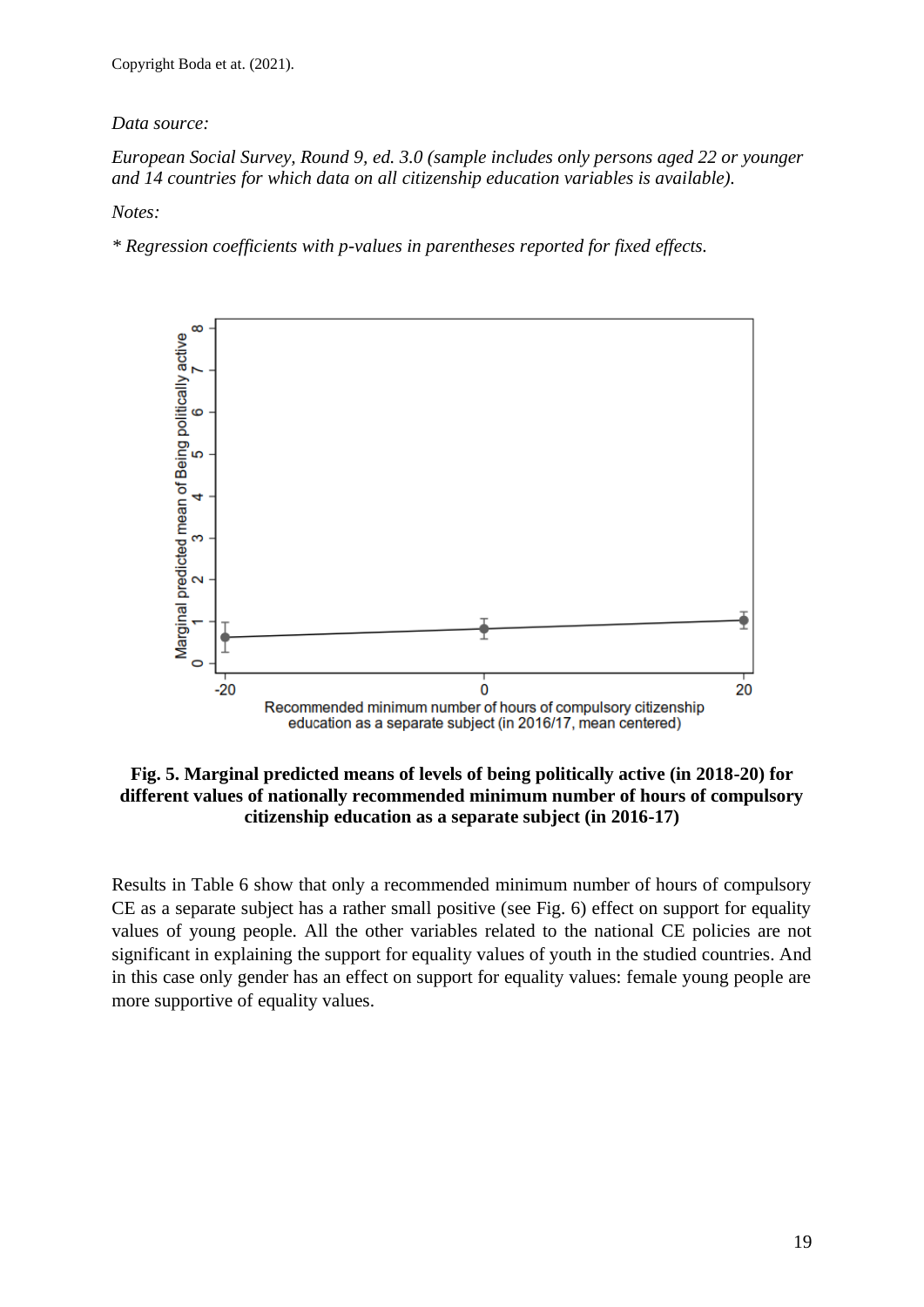Copyright Boda et at. (2021).

*Data source:*

*European Social Survey, Round 9, ed. 3.0 (sample includes only persons aged 22 or younger and 14 countries for which data on all citizenship education variables is available).*

*Notes:*

*\* Regression coefficients with p-values in parentheses reported for fixed effects.*

**Fig. 5. Marginal predicted means of levels of being politically active (in 2018-20) for different values of nationally recommended minimum number of hours of compulsory citizenship education as a separate subject (in 2016-17)**

Results in Table 6 show that only a recommended minimum number of hours of compulsory CE as a separate subject has a rather small positive (see Fig. 6) effect on support for equality values of young people. All the other variables related to the national CE policies are not significant in explaining the support for equality values of youth in the studied countries. And in this case only gender has an effect on support for equality values: female young people are more supportive of equality values.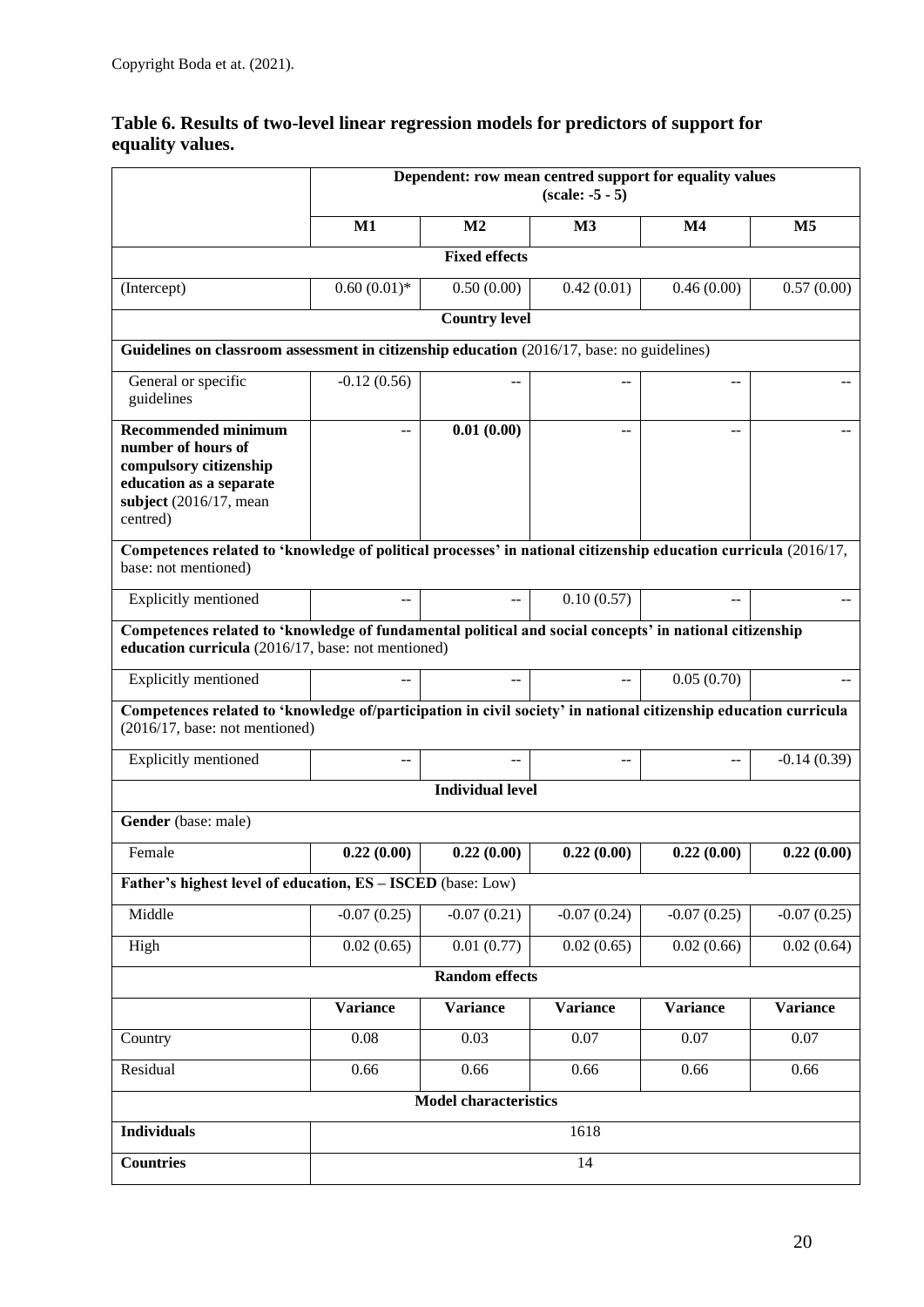Copyright Boda et at. (2021).

**Table 6. Results of two-level linear regression models for predictors of support for equality values.**

| | Dependent: row mean centred support for equality values (scale: -5 - 5) | | | | |
|---|---|---|---|---|---|
| | **M1** | **M2** | **M3** | **M4** | **M5** |
| **Fixed effects** | | | | | |
| (Intercept) | 0.60 (0.01)* | 0.50 (0.00) | 0.42 (0.01) | 0.46 (0.00) | 0.57 (0.00) |
| **Country level** | | | | | |
| **Guidelines on classroom assessment in citizenship education** (2016/17, base: no guidelines) | | | | | |
| General or specific guidelines | -0.12 (0.56) | -- | -- | -- | -- |
| **Recommended minimum number of hours of compulsory citizenship education as a separate subject** (2016/17, mean centred) | -- | **0.01 (0.00)** | -- | -- | -- |
| **Competences related to 'knowledge of political processes' in national citizenship education curricula** (2016/17, base: not mentioned) | | | | | |
| Explicitly mentioned | -- | -- | 0.10 (0.57) | -- | -- |
| **Competences related to 'knowledge of fundamental political and social concepts' in national citizenship education curricula** (2016/17, base: not mentioned) | | | | | |
| Explicitly mentioned | -- | -- | -- | 0.05 (0.70) | -- |
| **Competences related to 'knowledge of/participation in civil society' in national citizenship education curricula** (2016/17, base: not mentioned) | | | | | |
| Explicitly mentioned | -- | -- | -- | -- | -0.14 (0.39) |
| **Individual level** | | | | | |
| **Gender** (base: male) | | | | | |
| Female | **0.22 (0.00)** | **0.22 (0.00)** | **0.22 (0.00)** | **0.22 (0.00)** | **0.22 (0.00)** |
| **Father's highest level of education, ES – ISCED** (base: Low) | | | | | |
| Middle | -0.07 (0.25) | -0.07 (0.21) | -0.07 (0.24) | -0.07 (0.25) | -0.07 (0.25) |
| High | 0.02 (0.65) | 0.01 (0.77) | 0.02 (0.65) | 0.02 (0.66) | 0.02 (0.64) |
| **Random effects** | | | | | |
| | **Variance** | **Variance** | **Variance** | **Variance** | **Variance** |
| Country | 0.08 | 0.03 | 0.07 | 0.07 | 0.07 |
| Residual | 0.66 | 0.66 | 0.66 | 0.66 | 0.66 |
| **Model characteristics** | | | | | |
| **Individuals** | 1618 | | | | |
| **Countries** | 14 | | | | |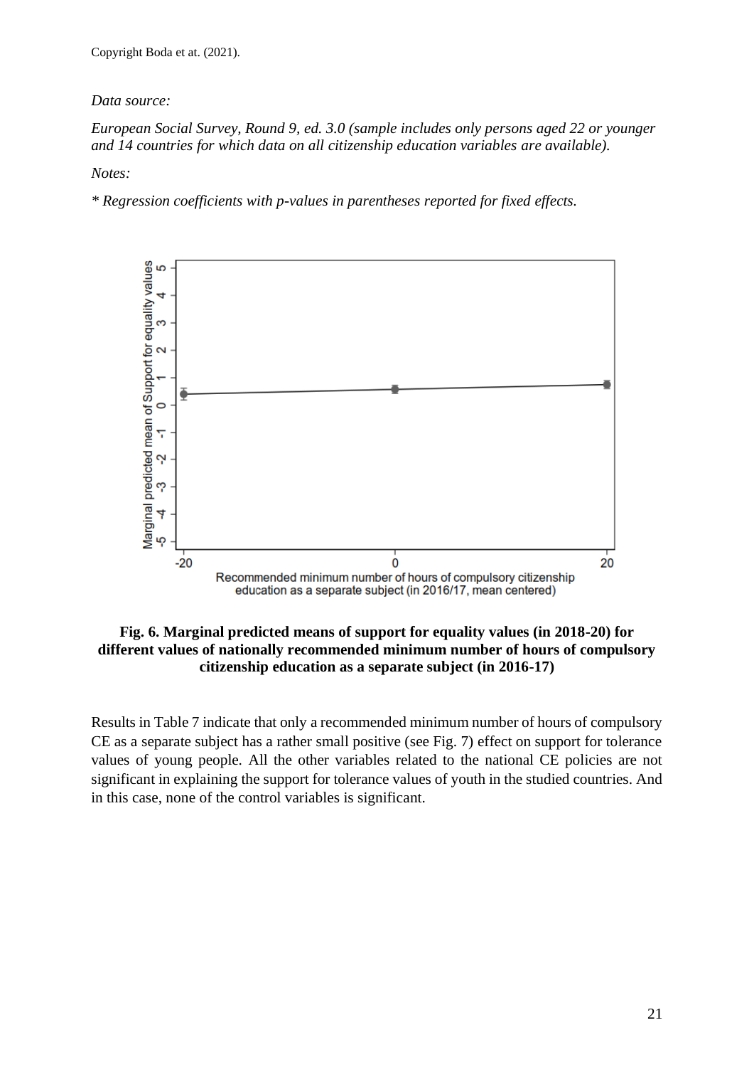*Data source:*

*European Social Survey, Round 9, ed. 3.0 (sample includes only persons aged 22 or younger and 14 countries for which data on all citizenship education variables are available).*

*Notes:*

*\* Regression coefficients with p-values in parentheses reported for fixed effects.*

**Fig. 6. Marginal predicted means of support for equality values (in 2018-20) for different values of nationally recommended minimum number of hours of compulsory citizenship education as a separate subject (in 2016-17)**

Results in Table 7 indicate that only a recommended minimum number of hours of compulsory CE as a separate subject has a rather small positive (see Fig. 7) effect on support for tolerance values of young people. All the other variables related to the national CE policies are not significant in explaining the support for tolerance values of youth in the studied countries. And in this case, none of the control variables is significant.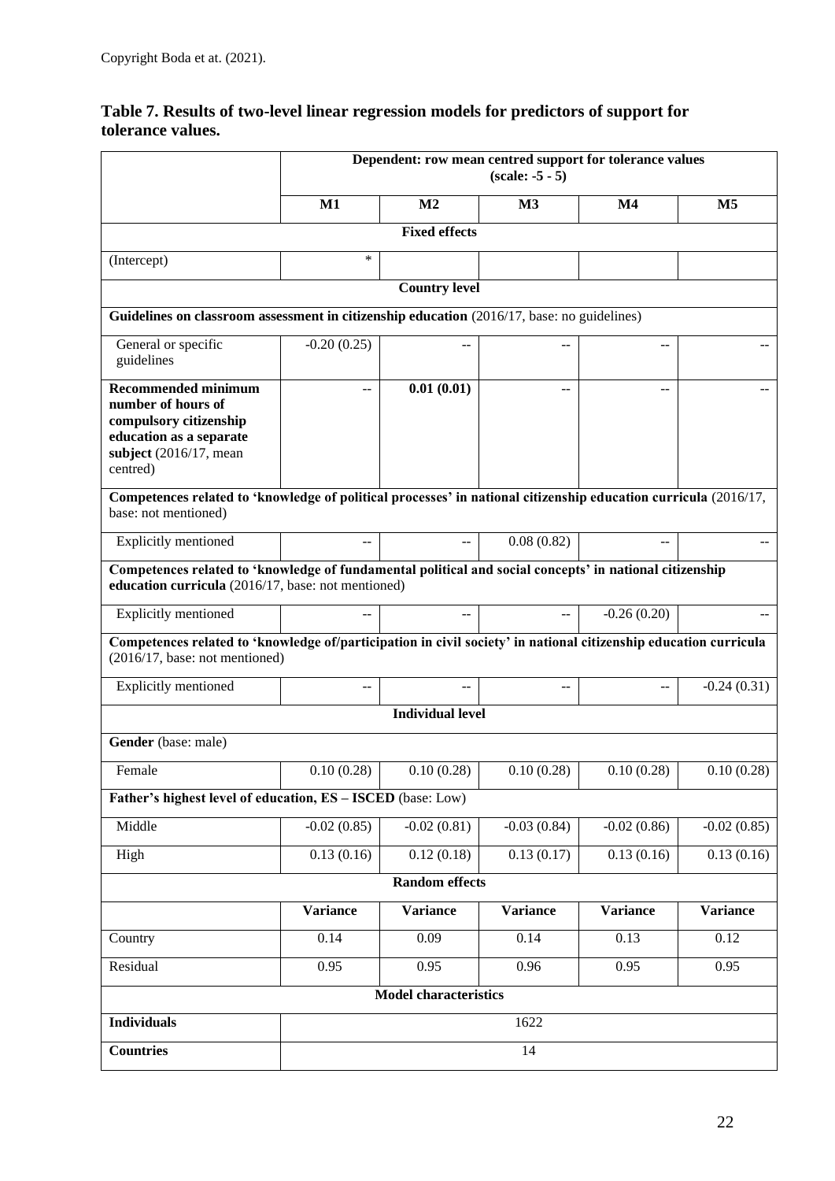Copyright Boda et at. (2021).

**Table 7. Results of two-level linear regression models for predictors of support for tolerance values.**

| | Dependent: row mean centred support for tolerance values (scale: -5 - 5) | | | | |
|---|---|---|---|---|---|
| | **M1** | **M2** | **M3** | **M4** | **M5** |
| **Fixed effects** | | | | | |
| (Intercept) | * | | | | |
| **Country level** | | | | | |
| **Guidelines on classroom assessment in citizenship education** (2016/17, base: no guidelines) | | | | | |
| General or specific guidelines | -0.20 (0.25) | -- | -- | -- | -- |
| **Recommended minimum number of hours of compulsory citizenship education as a separate subject** (2016/17, mean centred) | -- | **0.01 (0.01)** | -- | -- | -- |
| **Competences related to 'knowledge of political processes' in national citizenship education curricula** (2016/17, base: not mentioned) | | | | | |
| Explicitly mentioned | -- | -- | 0.08 (0.82) | -- | -- |
| **Competences related to 'knowledge of fundamental political and social concepts' in national citizenship education curricula** (2016/17, base: not mentioned) | | | | | |
| Explicitly mentioned | -- | -- | -- | -0.26 (0.20) | -- |
| **Competences related to 'knowledge of/participation in civil society' in national citizenship education curricula** (2016/17, base: not mentioned) | | | | | |
| Explicitly mentioned | -- | -- | -- | -- | -0.24 (0.31) |
| **Individual level** | | | | | |
| **Gender** (base: male) | | | | | |
| Female | 0.10 (0.28) | 0.10 (0.28) | 0.10 (0.28) | 0.10 (0.28) | 0.10 (0.28) |
| **Father's highest level of education, ES – ISCED** (base: Low) | | | | | |
| Middle | -0.02 (0.85) | -0.02 (0.81) | -0.03 (0.84) | -0.02 (0.86) | -0.02 (0.85) |
| High | 0.13 (0.16) | 0.12 (0.18) | 0.13 (0.17) | 0.13 (0.16) | 0.13 (0.16) |
| **Random effects** | | | | | |
| | **Variance** | **Variance** | **Variance** | **Variance** | **Variance** |
| Country | 0.14 | 0.09 | 0.14 | 0.13 | 0.12 |
| Residual | 0.95 | 0.95 | 0.96 | 0.95 | 0.95 |
| **Model characteristics** | | | | | |
| **Individuals** | 1622 | | | | |
| **Countries** | 14 | | | | |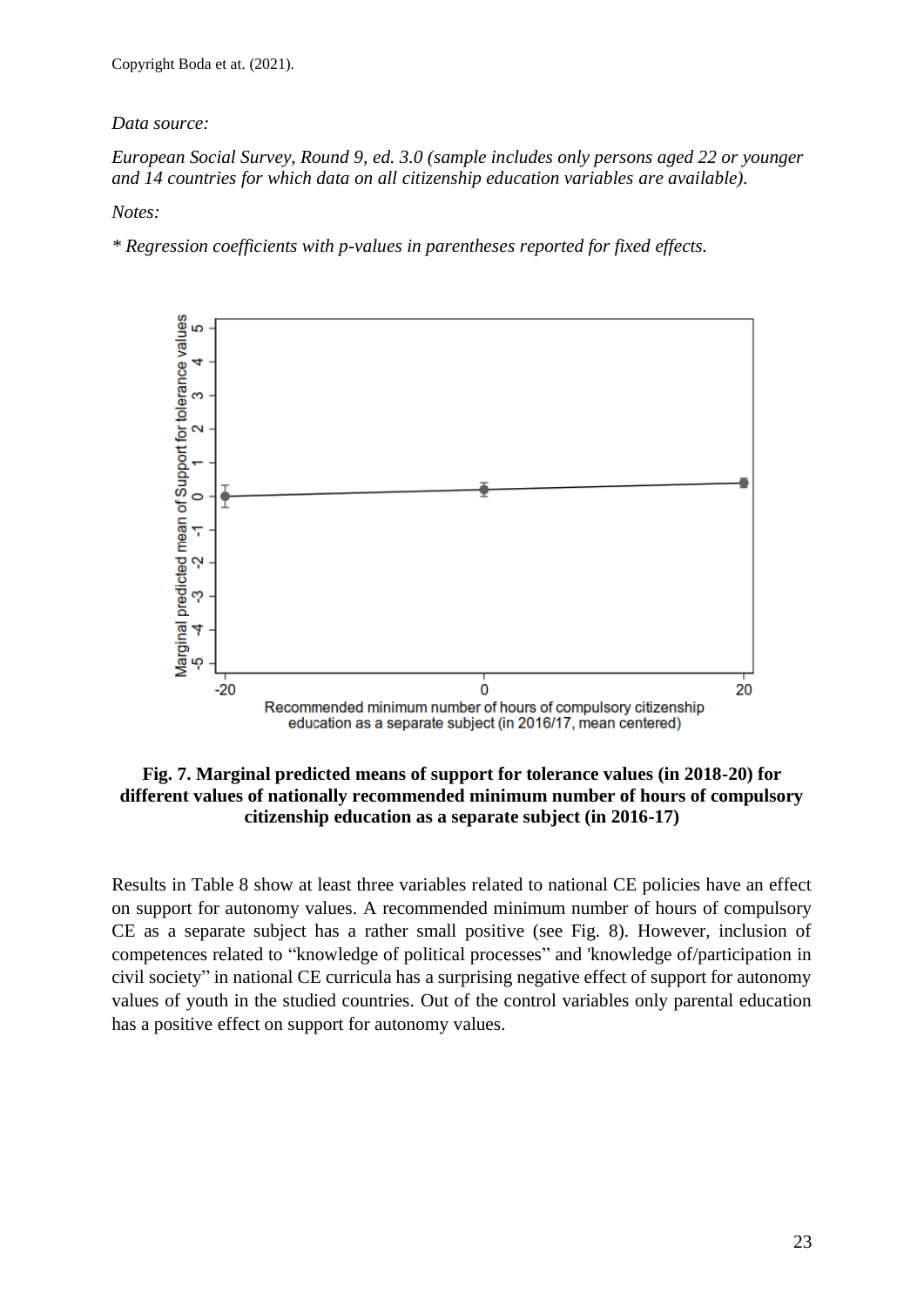Copyright Boda et at. (2021).

*Data source:*

*European Social Survey, Round 9, ed. 3.0 (sample includes only persons aged 22 or younger and 14 countries for which data on all citizenship education variables are available).*

*Notes:*

*\* Regression coefficients with p-values in parentheses reported for fixed effects.*

**Fig. 7. Marginal predicted means of support for tolerance values (in 2018-20) for different values of nationally recommended minimum number of hours of compulsory citizenship education as a separate subject (in 2016-17)**

Results in Table 8 show at least three variables related to national CE policies have an effect on support for autonomy values. A recommended minimum number of hours of compulsory CE as a separate subject has a rather small positive (see Fig. 8). However, inclusion of competences related to "knowledge of political processes" and 'knowledge of/participation in civil society" in national CE curricula has a surprising negative effect of support for autonomy values of youth in the studied countries. Out of the control variables only parental education has a positive effect on support for autonomy values.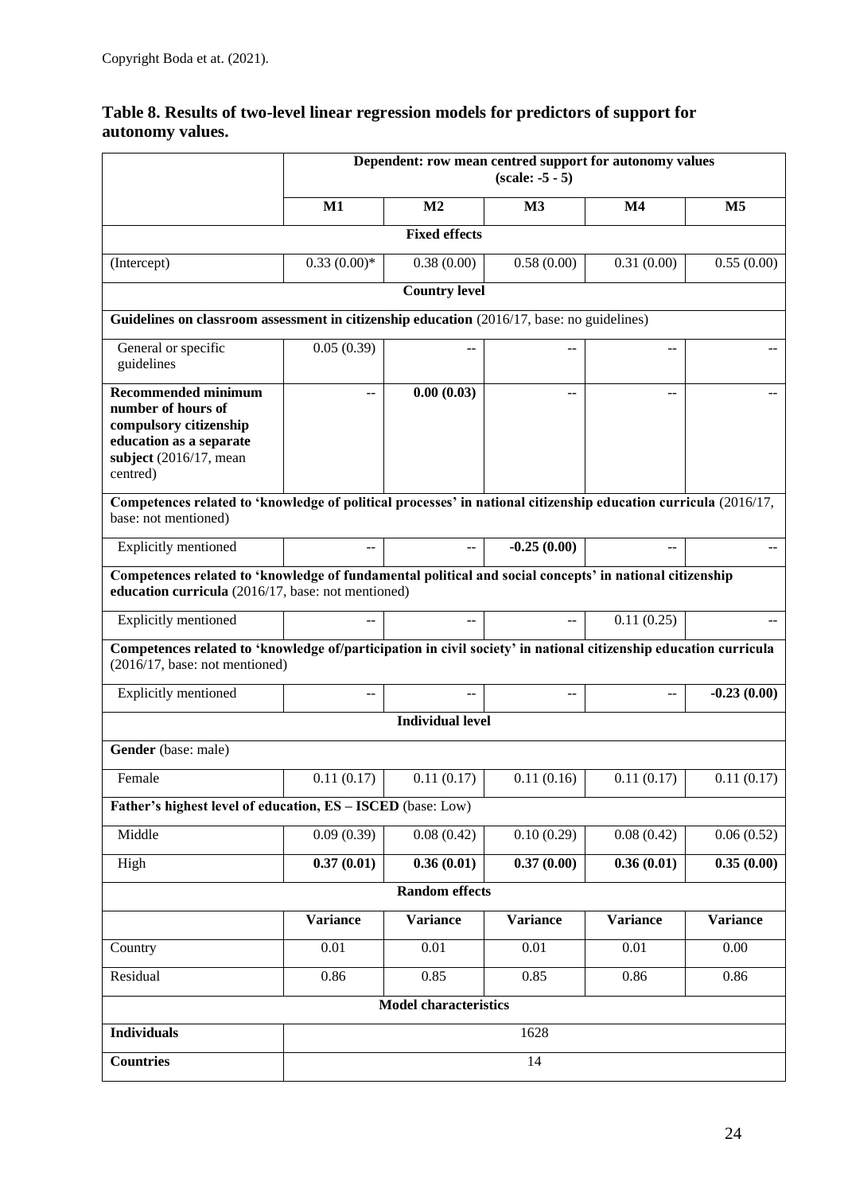Copyright Boda et at. (2021).

**Table 8. Results of two-level linear regression models for predictors of support for autonomy values.**

| | Dependent: row mean centred support for autonomy values (scale: -5 - 5) | | | | |
|---|---|---|---|---|---|
| | **M1** | **M2** | **M3** | **M4** | **M5** |
| **Fixed effects** | | | | | |
| (Intercept) | 0.33 (0.00)* | 0.38 (0.00) | 0.58 (0.00) | 0.31 (0.00) | 0.55 (0.00) |
| **Country level** | | | | | |
| **Guidelines on classroom assessment in citizenship education** (2016/17, base: no guidelines) | | | | | |
| General or specific guidelines | 0.05 (0.39) | -- | -- | -- | -- |
| **Recommended minimum number of hours of compulsory citizenship education as a separate subject** (2016/17, mean centred) | -- | **0.00 (0.03)** | -- | -- | -- |
| **Competences related to 'knowledge of political processes' in national citizenship education curricula** (2016/17, base: not mentioned) | | | | | |
| Explicitly mentioned | -- | -- | **-0.25 (0.00)** | -- | -- |
| **Competences related to 'knowledge of fundamental political and social concepts' in national citizenship education curricula** (2016/17, base: not mentioned) | | | | | |
| Explicitly mentioned | -- | -- | -- | 0.11 (0.25) | -- |
| **Competences related to 'knowledge of/participation in civil society' in national citizenship education curricula** (2016/17, base: not mentioned) | | | | | |
| Explicitly mentioned | -- | -- | -- | -- | **-0.23 (0.00)** |
| **Individual level** | | | | | |
| **Gender** (base: male) | | | | | |
| Female | 0.11 (0.17) | 0.11 (0.17) | 0.11 (0.16) | 0.11 (0.17) | 0.11 (0.17) |
| **Father's highest level of education, ES – ISCED** (base: Low) | | | | | |
| Middle | 0.09 (0.39) | 0.08 (0.42) | 0.10 (0.29) | 0.08 (0.42) | 0.06 (0.52) |
| High | **0.37 (0.01)** | **0.36 (0.01)** | **0.37 (0.00)** | **0.36 (0.01)** | **0.35 (0.00)** |
| **Random effects** | | | | | |
| | **Variance** | **Variance** | **Variance** | **Variance** | **Variance** |
| Country | 0.01 | 0.01 | 0.01 | 0.01 | 0.00 |
| Residual | 0.86 | 0.85 | 0.85 | 0.86 | 0.86 |
| **Model characteristics** | | | | | |
| **Individuals** | 1628 | | | | |
| **Countries** | 14 | | | | |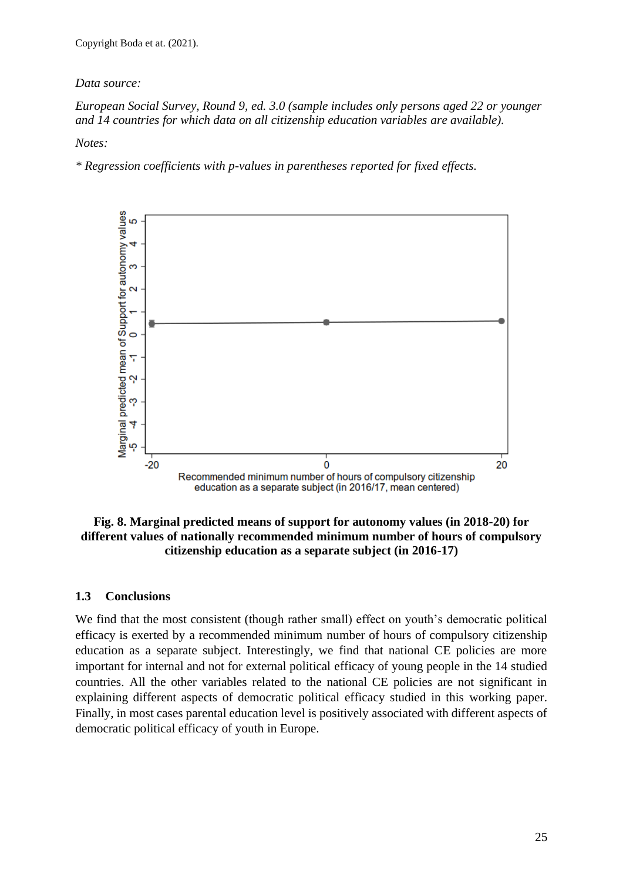Copyright Boda et at. (2021).

*Data source:*

*European Social Survey, Round 9, ed. 3.0 (sample includes only persons aged 22 or younger and 14 countries for which data on all citizenship education variables are available).*

*Notes:*

** Regression coefficients with p-values in parentheses reported for fixed effects.*

**Fig. 8. Marginal predicted means of support for autonomy values (in 2018-20) for different values of nationally recommended minimum number of hours of compulsory citizenship education as a separate subject (in 2016-17)**

### 1.3 Conclusions

We find that the most consistent (though rather small) effect on youth's democratic political efficacy is exerted by a recommended minimum number of hours of compulsory citizenship education as a separate subject. Interestingly, we find that national CE policies are more important for internal and not for external political efficacy of young people in the 14 studied countries. All the other variables related to the national CE policies are not significant in explaining different aspects of democratic political efficacy studied in this working paper. Finally, in most cases parental education level is positively associated with different aspects of democratic political efficacy of youth in Europe.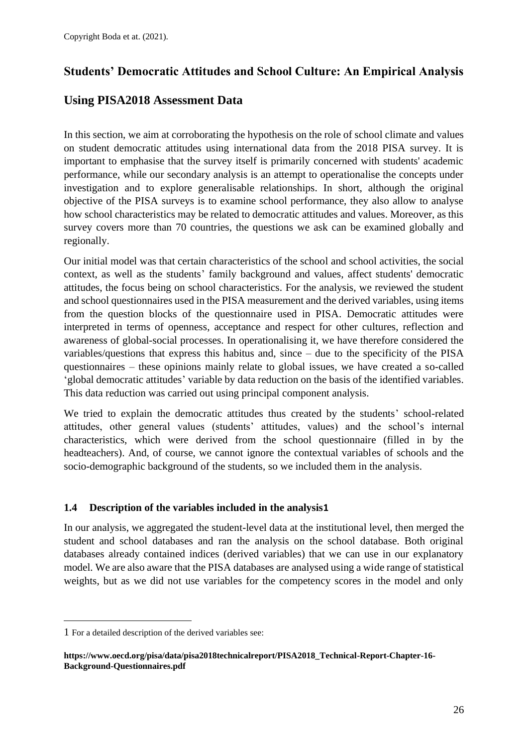Copyright Boda et at. (2021).

# Students' Democratic Attitudes and School Culture: An Empirical Analysis Using PISA2018 Assessment Data

In this section, we aim at corroborating the hypothesis on the role of school climate and values on student democratic attitudes using international data from the 2018 PISA survey. It is important to emphasise that the survey itself is primarily concerned with students' academic performance, while our secondary analysis is an attempt to operationalise the concepts under investigation and to explore generalisable relationships. In short, although the original objective of the PISA surveys is to examine school performance, they also allow to analyse how school characteristics may be related to democratic attitudes and values. Moreover, as this survey covers more than 70 countries, the questions we ask can be examined globally and regionally.

Our initial model was that certain characteristics of the school and school activities, the social context, as well as the students' family background and values, affect students' democratic attitudes, the focus being on school characteristics. For the analysis, we reviewed the student and school questionnaires used in the PISA measurement and the derived variables, using items from the question blocks of the questionnaire used in PISA. Democratic attitudes were interpreted in terms of openness, acceptance and respect for other cultures, reflection and awareness of global-social processes. In operationalising it, we have therefore considered the variables/questions that express this habitus and, since – due to the specificity of the PISA questionnaires – these opinions mainly relate to global issues, we have created a so-called 'global democratic attitudes' variable by data reduction on the basis of the identified variables. This data reduction was carried out using principal component analysis.

We tried to explain the democratic attitudes thus created by the students' school-related attitudes, other general values (students' attitudes, values) and the school's internal characteristics, which were derived from the school questionnaire (filled in by the headteachers). And, of course, we cannot ignore the contextual variables of schools and the socio-demographic background of the students, so we included them in the analysis.

### 1.4 Description of the variables included in the analysis[1]

In our analysis, we aggregated the student-level data at the institutional level, then merged the student and school databases and ran the analysis on the school database. Both original databases already contained indices (derived variables) that we can use in our explanatory model. We are also aware that the PISA databases are analysed using a wide range of statistical weights, but as we did not use variables for the competency scores in the model and only

---

[1] For a detailed description of the derived variables see:

**https://www.oecd.org/pisa/data/pisa2018technicalreport/PISA2018_Technical-Report-Chapter-16-Background-Questionnaires.pdf**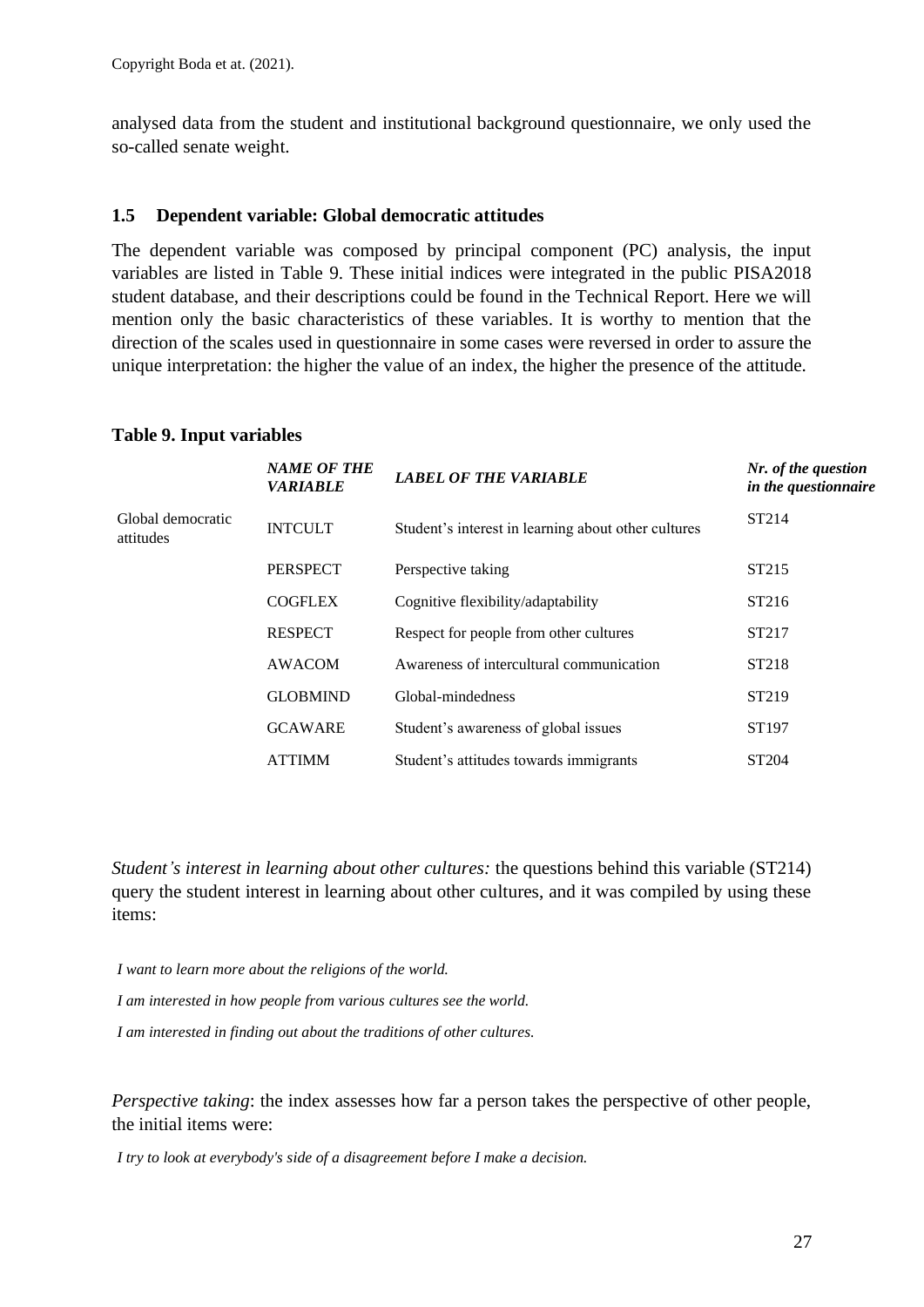analysed data from the student and institutional background questionnaire, we only used the so-called senate weight.

### 1.5 Dependent variable: Global democratic attitudes

The dependent variable was composed by principal component (PC) analysis, the input variables are listed in Table 9. These initial indices were integrated in the public PISA2018 student database, and their descriptions could be found in the Technical Report. Here we will mention only the basic characteristics of these variables. It is worthy to mention that the direction of the scales used in questionnaire in some cases were reversed in order to assure the unique interpretation: the higher the value of an index, the higher the presence of the attitude.

**Table 9. Input variables**

| | ***NAME OF THE VARIABLE*** | ***LABEL OF THE VARIABLE*** | ***Nr. of the question in the questionnaire*** |
|---|---|---|---|
| Global democratic attitudes | INTCULT | Student's interest in learning about other cultures | ST214 |
| | PERSPECT | Perspective taking | ST215 |
| | COGFLEX | Cognitive flexibility/adaptability | ST216 |
| | RESPECT | Respect for people from other cultures | ST217 |
| | AWACOM | Awareness of intercultural communication | ST218 |
| | GLOBMIND | Global-mindedness | ST219 |
| | GCAWARE | Student's awareness of global issues | ST197 |
| | ATTIMM | Student's attitudes towards immigrants | ST204 |

*Student's interest in learning about other cultures:* the questions behind this variable (ST214) query the student interest in learning about other cultures, and it was compiled by using these items:

*I want to learn more about the religions of the world.*

*I am interested in how people from various cultures see the world.*

*I am interested in finding out about the traditions of other cultures.*

*Perspective taking*: the index assesses how far a person takes the perspective of other people, the initial items were:

*I try to look at everybody's side of a disagreement before I make a decision.*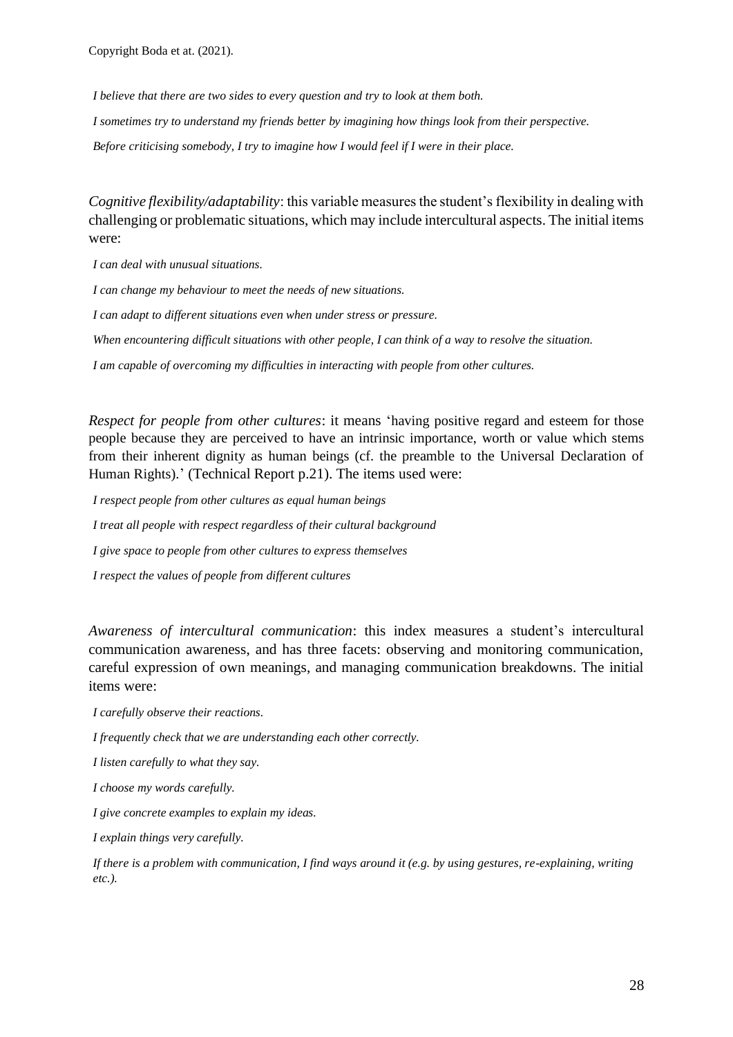*I believe that there are two sides to every question and try to look at them both.*

*I sometimes try to understand my friends better by imagining how things look from their perspective.*

*Before criticising somebody, I try to imagine how I would feel if I were in their place.*

*Cognitive flexibility/adaptability*: this variable measures the student's flexibility in dealing with challenging or problematic situations, which may include intercultural aspects. The initial items were:

*I can deal with unusual situations.*

*I can change my behaviour to meet the needs of new situations.*

*I can adapt to different situations even when under stress or pressure.*

*When encountering difficult situations with other people, I can think of a way to resolve the situation.*

*I am capable of overcoming my difficulties in interacting with people from other cultures.*

*Respect for people from other cultures*: it means 'having positive regard and esteem for those people because they are perceived to have an intrinsic importance, worth or value which stems from their inherent dignity as human beings (cf. the preamble to the Universal Declaration of Human Rights).' (Technical Report p.21). The items used were:

*I respect people from other cultures as equal human beings*

*I treat all people with respect regardless of their cultural background*

*I give space to people from other cultures to express themselves*

*I respect the values of people from different cultures*

*Awareness of intercultural communication*: this index measures a student's intercultural communication awareness, and has three facets: observing and monitoring communication, careful expression of own meanings, and managing communication breakdowns. The initial items were:

*I carefully observe their reactions.*

*I frequently check that we are understanding each other correctly.*

*I listen carefully to what they say.*

*I choose my words carefully.*

*I give concrete examples to explain my ideas.*

*I explain things very carefully.*

*If there is a problem with communication, I find ways around it (e.g. by using gestures, re-explaining, writing etc.).*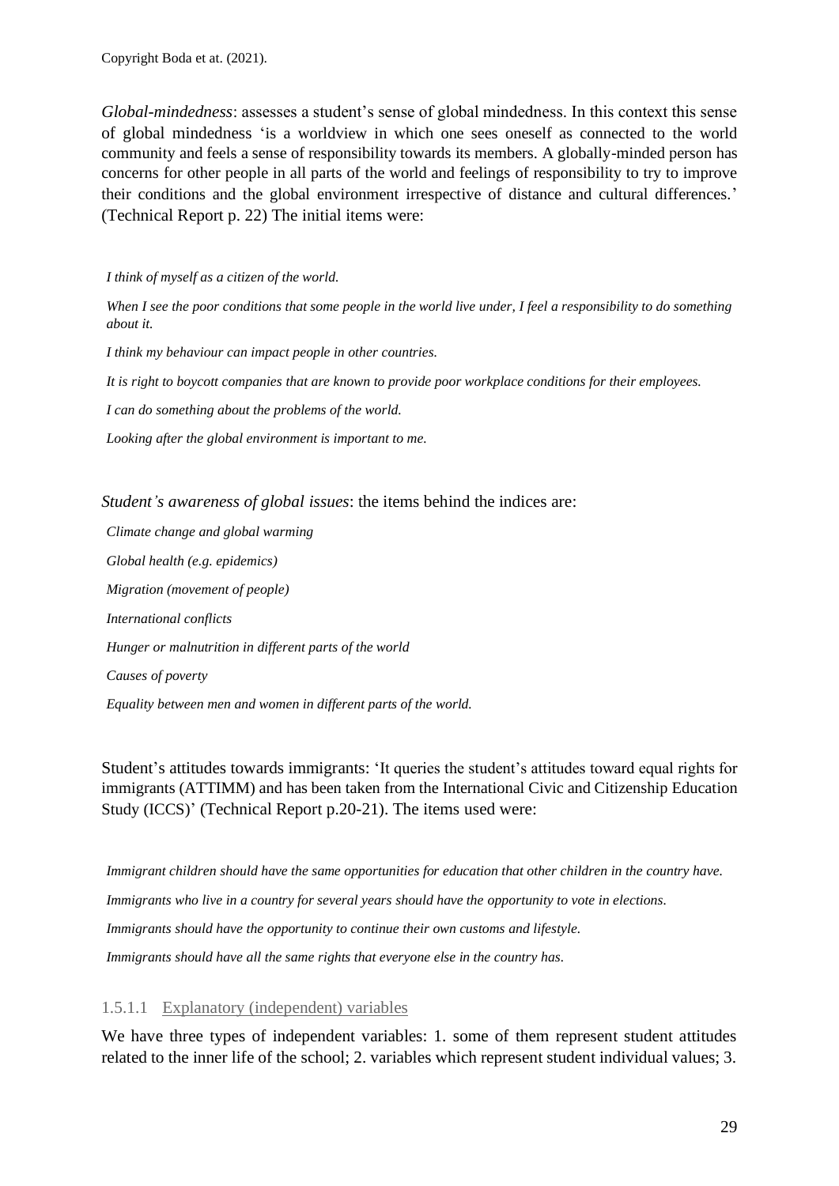*Global-mindedness*: assesses a student's sense of global mindedness. In this context this sense of global mindedness 'is a worldview in which one sees oneself as connected to the world community and feels a sense of responsibility towards its members. A globally-minded person has concerns for other people in all parts of the world and feelings of responsibility to try to improve their conditions and the global environment irrespective of distance and cultural differences.' (Technical Report p. 22) The initial items were:

*I think of myself as a citizen of the world.*

*When I see the poor conditions that some people in the world live under, I feel a responsibility to do something about it.*

*I think my behaviour can impact people in other countries.*

*It is right to boycott companies that are known to provide poor workplace conditions for their employees.*

*I can do something about the problems of the world.*

*Looking after the global environment is important to me.*

*Student's awareness of global issues*: the items behind the indices are:

*Climate change and global warming*

*Global health (e.g. epidemics)*

*Migration (movement of people)*

*International conflicts*

*Hunger or malnutrition in different parts of the world*

*Causes of poverty*

*Equality between men and women in different parts of the world.*

Student's attitudes towards immigrants: 'It queries the student's attitudes toward equal rights for immigrants (ATTIMM) and has been taken from the International Civic and Citizenship Education Study (ICCS)' (Technical Report p.20-21). The items used were:

*Immigrant children should have the same opportunities for education that other children in the country have.*

*Immigrants who live in a country for several years should have the opportunity to vote in elections.*

*Immigrants should have the opportunity to continue their own customs and lifestyle.*

*Immigrants should have all the same rights that everyone else in the country has.*

#### 1.5.1.1 Explanatory (independent) variables

We have three types of independent variables: 1. some of them represent student attitudes related to the inner life of the school; 2. variables which represent student individual values; 3.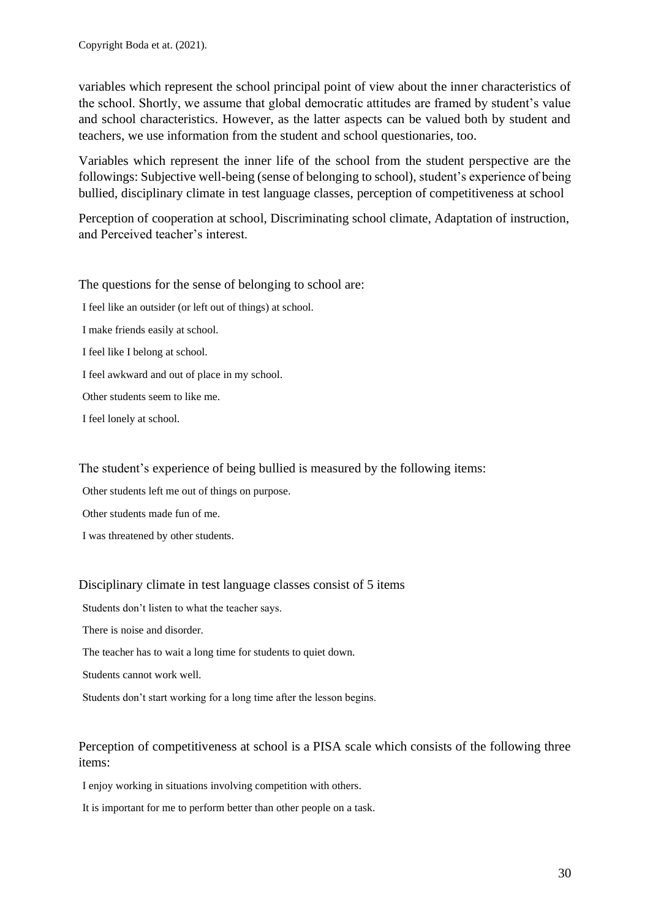variables which represent the school principal point of view about the inner characteristics of the school. Shortly, we assume that global democratic attitudes are framed by student's value and school characteristics. However, as the latter aspects can be valued both by student and teachers, we use information from the student and school questionaries, too.

Variables which represent the inner life of the school from the student perspective are the followings: Subjective well-being (sense of belonging to school), student's experience of being bullied, disciplinary climate in test language classes, perception of competitiveness at school

Perception of cooperation at school, Discriminating school climate, Adaptation of instruction, and Perceived teacher's interest.

The questions for the sense of belonging to school are:

I feel like an outsider (or left out of things) at school.

I make friends easily at school.

I feel like I belong at school.

I feel awkward and out of place in my school.

Other students seem to like me.

I feel lonely at school.

The student's experience of being bullied is measured by the following items:

Other students left me out of things on purpose.

Other students made fun of me.

I was threatened by other students.

Disciplinary climate in test language classes consist of 5 items

Students don't listen to what the teacher says.

There is noise and disorder.

The teacher has to wait a long time for students to quiet down.

Students cannot work well.

Students don't start working for a long time after the lesson begins.

Perception of competitiveness at school is a PISA scale which consists of the following three items:

I enjoy working in situations involving competition with others.

It is important for me to perform better than other people on a task.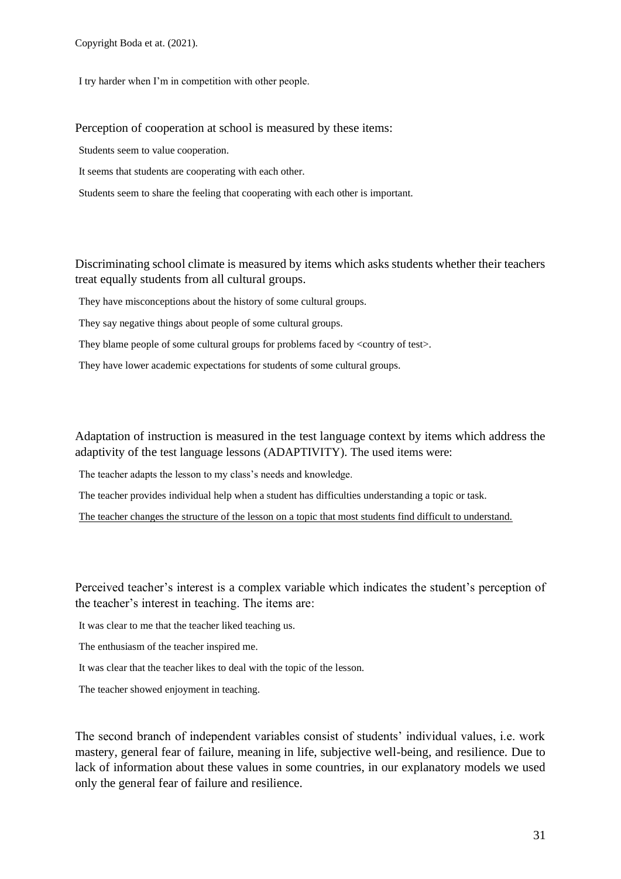I try harder when I'm in competition with other people.

Perception of cooperation at school is measured by these items:

Students seem to value cooperation.

It seems that students are cooperating with each other.

Students seem to share the feeling that cooperating with each other is important.

Discriminating school climate is measured by items which asks students whether their teachers treat equally students from all cultural groups.

They have misconceptions about the history of some cultural groups.

They say negative things about people of some cultural groups.

They blame people of some cultural groups for problems faced by <country of test>.

They have lower academic expectations for students of some cultural groups.

Adaptation of instruction is measured in the test language context by items which address the adaptivity of the test language lessons (ADAPTIVITY). The used items were:

The teacher adapts the lesson to my class's needs and knowledge.

The teacher provides individual help when a student has difficulties understanding a topic or task.

The teacher changes the structure of the lesson on a topic that most students find difficult to understand.

Perceived teacher's interest is a complex variable which indicates the student's perception of the teacher's interest in teaching. The items are:

It was clear to me that the teacher liked teaching us.

The enthusiasm of the teacher inspired me.

It was clear that the teacher likes to deal with the topic of the lesson.

The teacher showed enjoyment in teaching.

The second branch of independent variables consist of students' individual values, i.e. work mastery, general fear of failure, meaning in life, subjective well-being, and resilience. Due to lack of information about these values in some countries, in our explanatory models we used only the general fear of failure and resilience.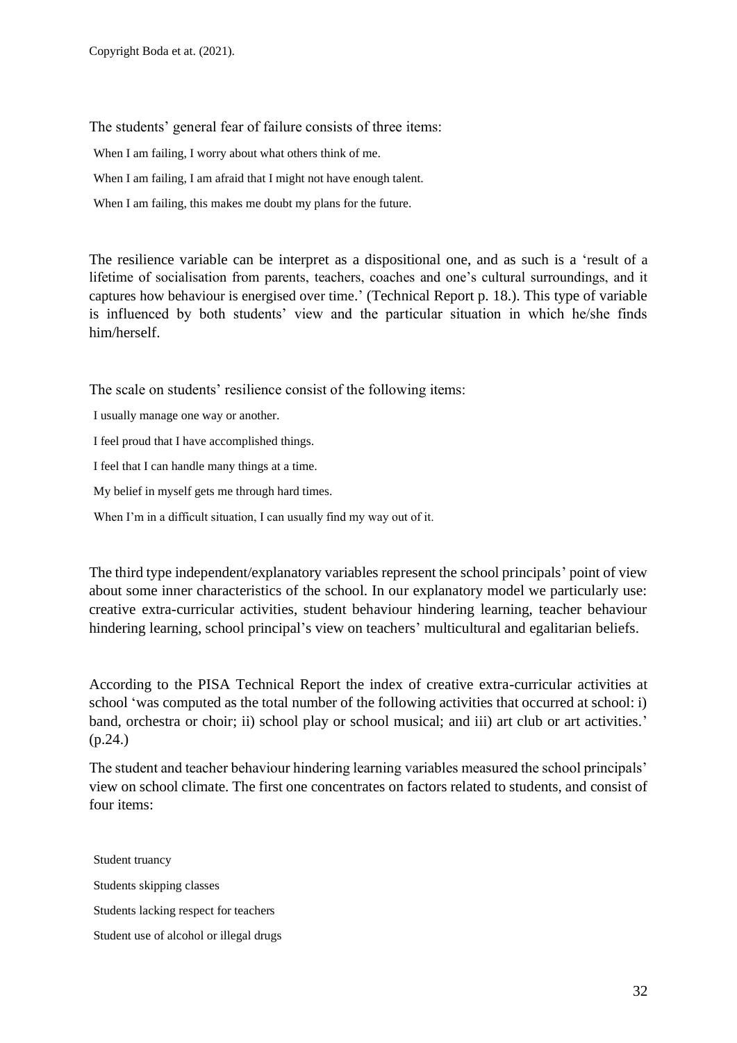The students' general fear of failure consists of three items:

When I am failing, I worry about what others think of me.

When I am failing, I am afraid that I might not have enough talent.

When I am failing, this makes me doubt my plans for the future.

The resilience variable can be interpret as a dispositional one, and as such is a 'result of a lifetime of socialisation from parents, teachers, coaches and one's cultural surroundings, and it captures how behaviour is energised over time.' (Technical Report p. 18.). This type of variable is influenced by both students' view and the particular situation in which he/she finds him/herself.

The scale on students' resilience consist of the following items:

I usually manage one way or another.

I feel proud that I have accomplished things.

I feel that I can handle many things at a time.

My belief in myself gets me through hard times.

When I'm in a difficult situation, I can usually find my way out of it.

The third type independent/explanatory variables represent the school principals' point of view about some inner characteristics of the school. In our explanatory model we particularly use: creative extra-curricular activities, student behaviour hindering learning, teacher behaviour hindering learning, school principal's view on teachers' multicultural and egalitarian beliefs.

According to the PISA Technical Report the index of creative extra-curricular activities at school 'was computed as the total number of the following activities that occurred at school: i) band, orchestra or choir; ii) school play or school musical; and iii) art club or art activities.' (p.24.)

The student and teacher behaviour hindering learning variables measured the school principals' view on school climate. The first one concentrates on factors related to students, and consist of four items:

Student truancy

Students skipping classes

Students lacking respect for teachers

Student use of alcohol or illegal drugs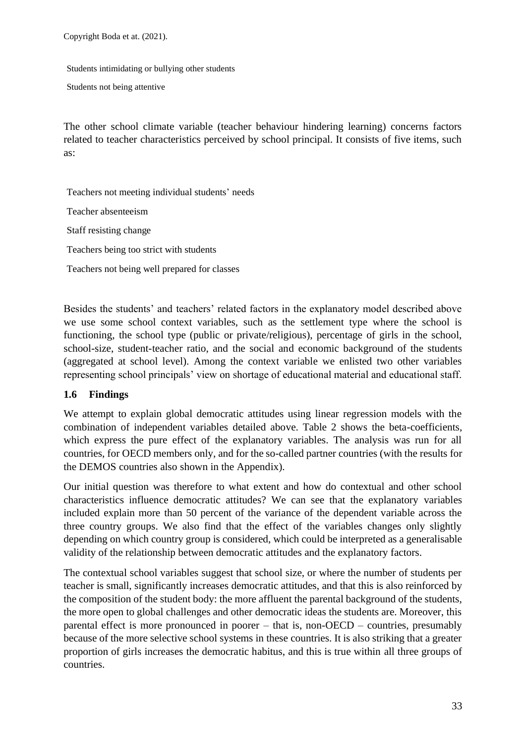Students intimidating or bullying other students

Students not being attentive

The other school climate variable (teacher behaviour hindering learning) concerns factors related to teacher characteristics perceived by school principal. It consists of five items, such as:

Teachers not meeting individual students' needs

Teacher absenteeism

Staff resisting change

Teachers being too strict with students

Teachers not being well prepared for classes

Besides the students' and teachers' related factors in the explanatory model described above we use some school context variables, such as the settlement type where the school is functioning, the school type (public or private/religious), percentage of girls in the school, school-size, student-teacher ratio, and the social and economic background of the students (aggregated at school level). Among the context variable we enlisted two other variables representing school principals' view on shortage of educational material and educational staff.

### 1.6 Findings

We attempt to explain global democratic attitudes using linear regression models with the combination of independent variables detailed above. Table 2 shows the beta-coefficients, which express the pure effect of the explanatory variables. The analysis was run for all countries, for OECD members only, and for the so-called partner countries (with the results for the DEMOS countries also shown in the Appendix).

Our initial question was therefore to what extent and how do contextual and other school characteristics influence democratic attitudes? We can see that the explanatory variables included explain more than 50 percent of the variance of the dependent variable across the three country groups. We also find that the effect of the variables changes only slightly depending on which country group is considered, which could be interpreted as a generalisable validity of the relationship between democratic attitudes and the explanatory factors.

The contextual school variables suggest that school size, or where the number of students per teacher is small, significantly increases democratic attitudes, and that this is also reinforced by the composition of the student body: the more affluent the parental background of the students, the more open to global challenges and other democratic ideas the students are. Moreover, this parental effect is more pronounced in poorer – that is, non-OECD – countries, presumably because of the more selective school systems in these countries. It is also striking that a greater proportion of girls increases the democratic habitus, and this is true within all three groups of countries.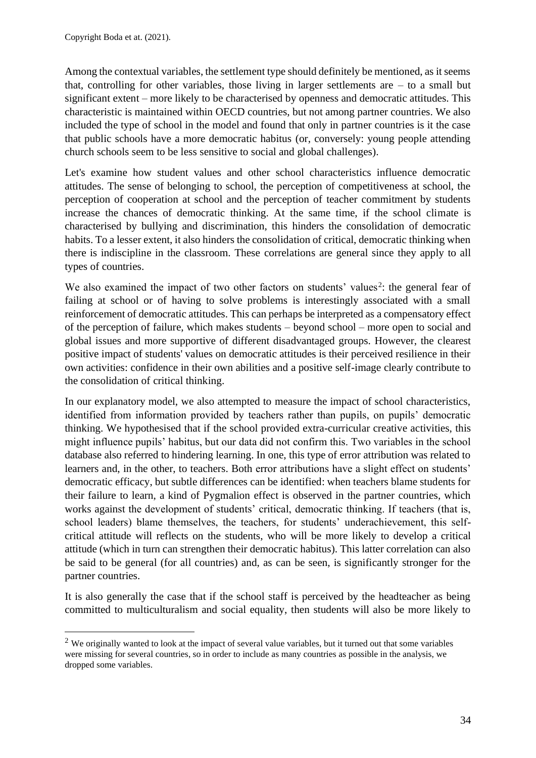Among the contextual variables, the settlement type should definitely be mentioned, as it seems that, controlling for other variables, those living in larger settlements are – to a small but significant extent – more likely to be characterised by openness and democratic attitudes. This characteristic is maintained within OECD countries, but not among partner countries. We also included the type of school in the model and found that only in partner countries is it the case that public schools have a more democratic habitus (or, conversely: young people attending church schools seem to be less sensitive to social and global challenges).

Let's examine how student values and other school characteristics influence democratic attitudes. The sense of belonging to school, the perception of competitiveness at school, the perception of cooperation at school and the perception of teacher commitment by students increase the chances of democratic thinking. At the same time, if the school climate is characterised by bullying and discrimination, this hinders the consolidation of democratic habits. To a lesser extent, it also hinders the consolidation of critical, democratic thinking when there is indiscipline in the classroom. These correlations are general since they apply to all types of countries.

We also examined the impact of two other factors on students' values[2]: the general fear of failing at school or of having to solve problems is interestingly associated with a small reinforcement of democratic attitudes. This can perhaps be interpreted as a compensatory effect of the perception of failure, which makes students – beyond school – more open to social and global issues and more supportive of different disadvantaged groups. However, the clearest positive impact of students' values on democratic attitudes is their perceived resilience in their own activities: confidence in their own abilities and a positive self-image clearly contribute to the consolidation of critical thinking.

In our explanatory model, we also attempted to measure the impact of school characteristics, identified from information provided by teachers rather than pupils, on pupils' democratic thinking. We hypothesised that if the school provided extra-curricular creative activities, this might influence pupils' habitus, but our data did not confirm this. Two variables in the school database also referred to hindering learning. In one, this type of error attribution was related to learners and, in the other, to teachers. Both error attributions have a slight effect on students' democratic efficacy, but subtle differences can be identified: when teachers blame students for their failure to learn, a kind of Pygmalion effect is observed in the partner countries, which works against the development of students' critical, democratic thinking. If teachers (that is, school leaders) blame themselves, the teachers, for students' underachievement, this self-critical attitude will reflects on the students, who will be more likely to develop a critical attitude (which in turn can strengthen their democratic habitus). This latter correlation can also be said to be general (for all countries) and, as can be seen, is significantly stronger for the partner countries.

It is also generally the case that if the school staff is perceived by the headteacher as being committed to multiculturalism and social equality, then students will also be more likely to

[2] We originally wanted to look at the impact of several value variables, but it turned out that some variables were missing for several countries, so in order to include as many countries as possible in the analysis, we dropped some variables.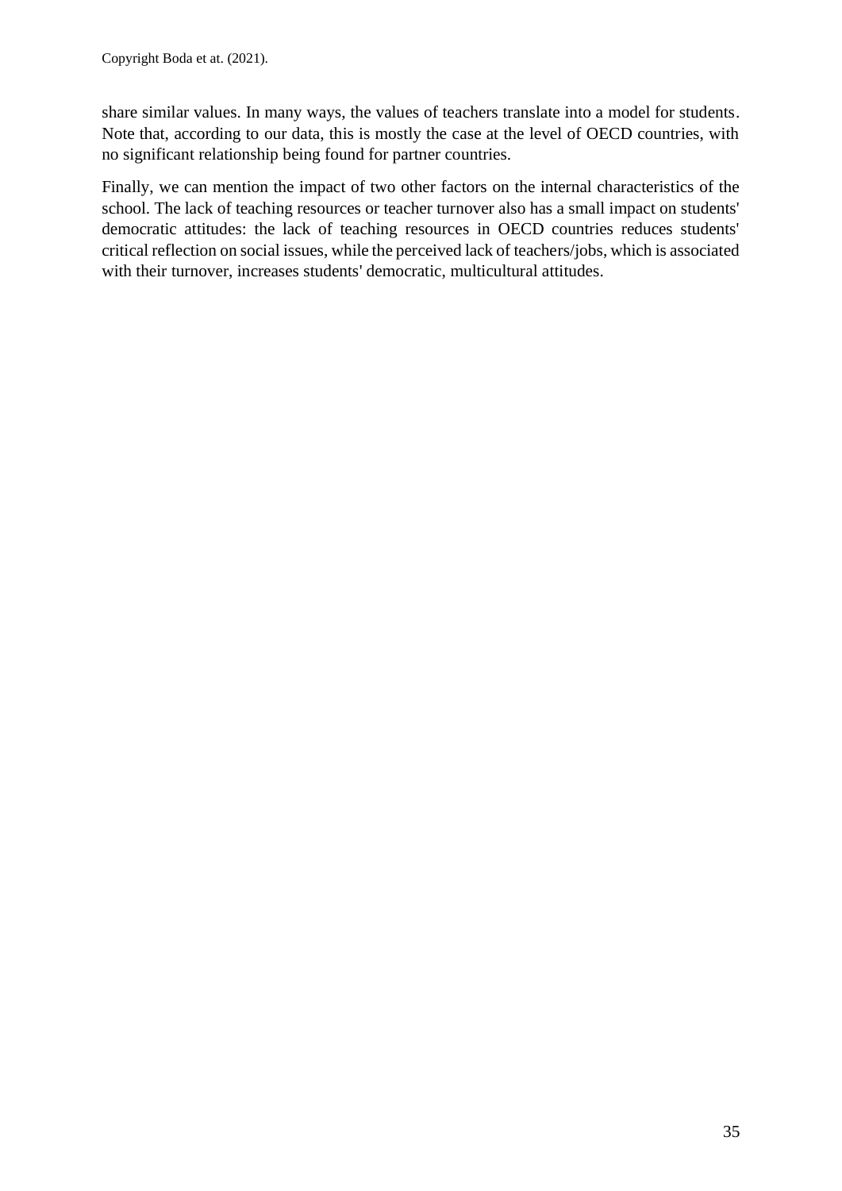share similar values. In many ways, the values of teachers translate into a model for students. Note that, according to our data, this is mostly the case at the level of OECD countries, with no significant relationship being found for partner countries.

Finally, we can mention the impact of two other factors on the internal characteristics of the school. The lack of teaching resources or teacher turnover also has a small impact on students' democratic attitudes: the lack of teaching resources in OECD countries reduces students' critical reflection on social issues, while the perceived lack of teachers/jobs, which is associated with their turnover, increases students' democratic, multicultural attitudes.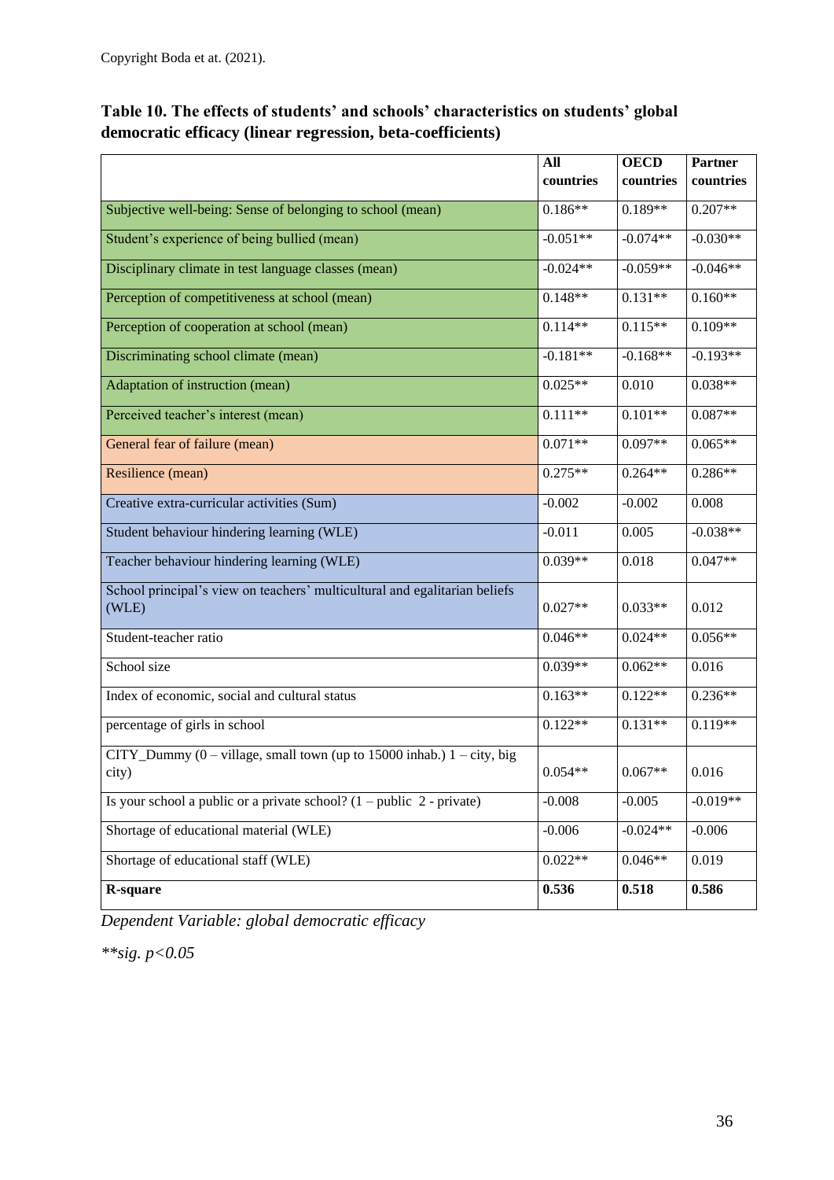Copyright Boda et at. (2021).

**Table 10. The effects of students' and schools' characteristics on students' global democratic efficacy (linear regression, beta-coefficients)**

| | All countries | OECD countries | Partner countries |
|---|---|---|---|
| Subjective well-being: Sense of belonging to school (mean) | 0.186** | 0.189** | 0.207** |
| Student's experience of being bullied (mean) | -0.051** | -0.074** | -0.030** |
| Disciplinary climate in test language classes (mean) | -0.024** | -0.059** | -0.046** |
| Perception of competitiveness at school (mean) | 0.148** | 0.131** | 0.160** |
| Perception of cooperation at school (mean) | 0.114** | 0.115** | 0.109** |
| Discriminating school climate (mean) | -0.181** | -0.168** | -0.193** |
| Adaptation of instruction (mean) | 0.025** | 0.010 | 0.038** |
| Perceived teacher's interest (mean) | 0.111** | 0.101** | 0.087** |
| General fear of failure (mean) | 0.071** | 0.097** | 0.065** |
| Resilience (mean) | 0.275** | 0.264** | 0.286** |
| Creative extra-curricular activities (Sum) | -0.002 | -0.002 | 0.008 |
| Student behaviour hindering learning (WLE) | -0.011 | 0.005 | -0.038** |
| Teacher behaviour hindering learning (WLE) | 0.039** | 0.018 | 0.047** |
| School principal's view on teachers' multicultural and egalitarian beliefs (WLE) | 0.027** | 0.033** | 0.012 |
| Student-teacher ratio | 0.046** | 0.024** | 0.056** |
| School size | 0.039** | 0.062** | 0.016 |
| Index of economic, social and cultural status | 0.163** | 0.122** | 0.236** |
| percentage of girls in school | 0.122** | 0.131** | 0.119** |
| CITY_Dummy (0 – village, small town (up to 15000 inhab.) 1 – city, big city) | 0.054** | 0.067** | 0.016 |
| Is your school a public or a private school? (1 – public 2 - private) | -0.008 | -0.005 | -0.019** |
| Shortage of educational material (WLE) | -0.006 | -0.024** | -0.006 |
| Shortage of educational staff (WLE) | 0.022** | 0.046** | 0.019 |
| **R-square** | **0.536** | **0.518** | **0.586** |

*Dependent Variable: global democratic efficacy*

*\*\*sig. $p<0.05$*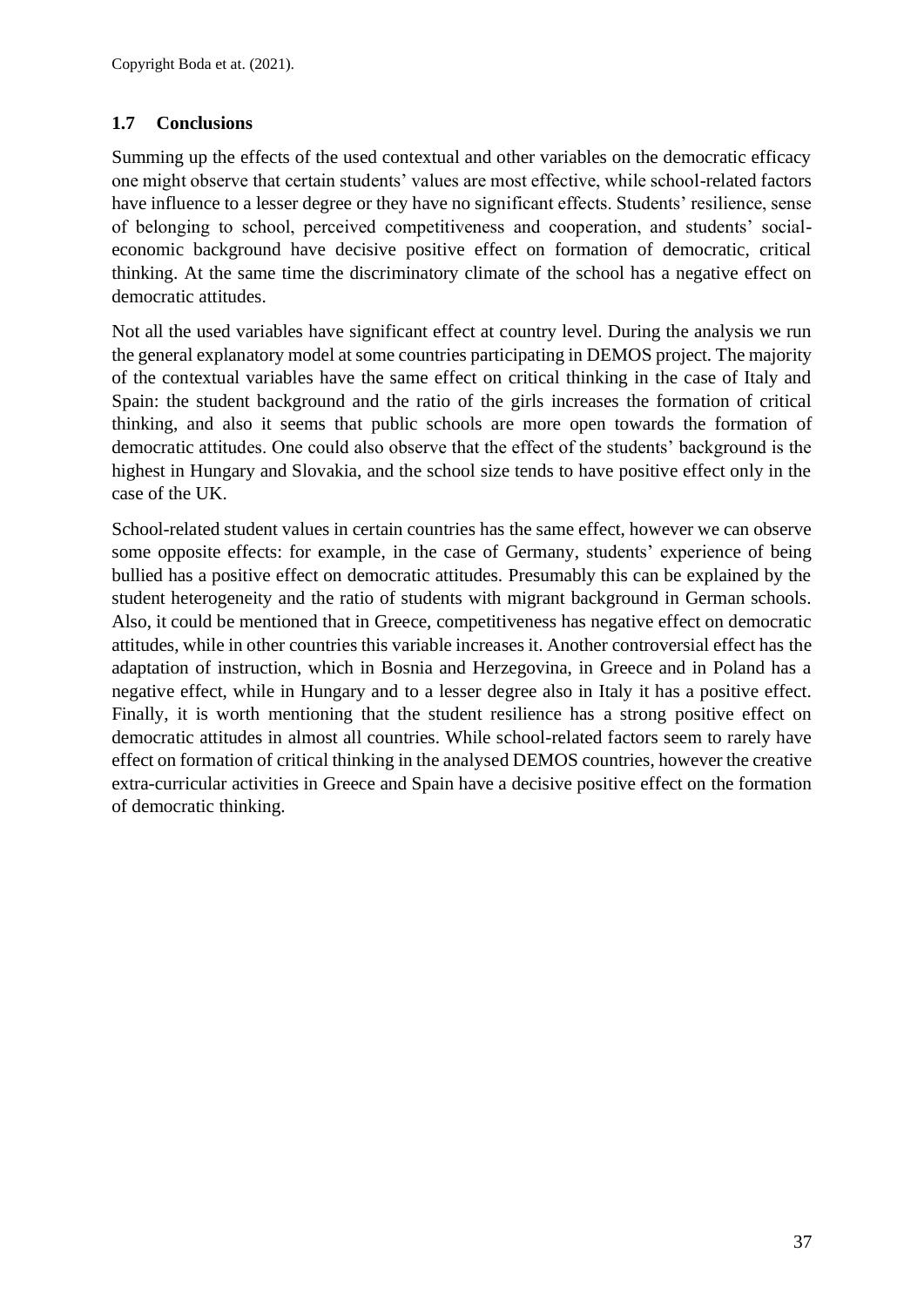## 1.7 Conclusions

Summing up the effects of the used contextual and other variables on the democratic efficacy one might observe that certain students' values are most effective, while school-related factors have influence to a lesser degree or they have no significant effects. Students' resilience, sense of belonging to school, perceived competitiveness and cooperation, and students' social-economic background have decisive positive effect on formation of democratic, critical thinking. At the same time the discriminatory climate of the school has a negative effect on democratic attitudes.

Not all the used variables have significant effect at country level. During the analysis we run the general explanatory model at some countries participating in DEMOS project. The majority of the contextual variables have the same effect on critical thinking in the case of Italy and Spain: the student background and the ratio of the girls increases the formation of critical thinking, and also it seems that public schools are more open towards the formation of democratic attitudes. One could also observe that the effect of the students' background is the highest in Hungary and Slovakia, and the school size tends to have positive effect only in the case of the UK.

School-related student values in certain countries has the same effect, however we can observe some opposite effects: for example, in the case of Germany, students' experience of being bullied has a positive effect on democratic attitudes. Presumably this can be explained by the student heterogeneity and the ratio of students with migrant background in German schools. Also, it could be mentioned that in Greece, competitiveness has negative effect on democratic attitudes, while in other countries this variable increases it. Another controversial effect has the adaptation of instruction, which in Bosnia and Herzegovina, in Greece and in Poland has a negative effect, while in Hungary and to a lesser degree also in Italy it has a positive effect. Finally, it is worth mentioning that the student resilience has a strong positive effect on democratic attitudes in almost all countries. While school-related factors seem to rarely have effect on formation of critical thinking in the analysed DEMOS countries, however the creative extra-curricular activities in Greece and Spain have a decisive positive effect on the formation of democratic thinking.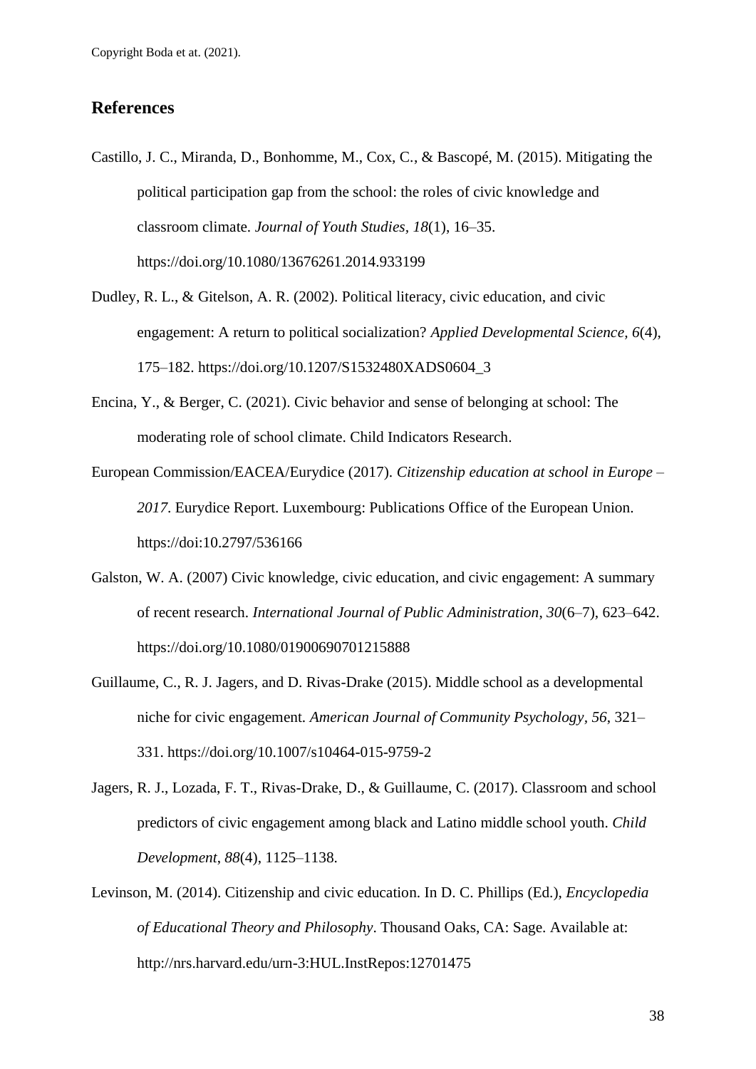## References

Castillo, J. C., Miranda, D., Bonhomme, M., Cox, C., & Bascopé, M. (2015). Mitigating the political participation gap from the school: the roles of civic knowledge and classroom climate. *Journal of Youth Studies*, *18*(1), 16–35. https://doi.org/10.1080/13676261.2014.933199

Dudley, R. L., & Gitelson, A. R. (2002). Political literacy, civic education, and civic engagement: A return to political socialization? *Applied Developmental Science, 6*(4), 175–182. https://doi.org/10.1207/S1532480XADS0604_3

Encina, Y., & Berger, C. (2021). Civic behavior and sense of belonging at school: The moderating role of school climate. Child Indicators Research.

European Commission/EACEA/Eurydice (2017). *Citizenship education at school in Europe – 2017*. Eurydice Report. Luxembourg: Publications Office of the European Union. https://doi:10.2797/536166

Galston, W. A. (2007) Civic knowledge, civic education, and civic engagement: A summary of recent research. *International Journal of Public Administration*, *30*(6–7), 623–642. https://doi.org/10.1080/01900690701215888

Guillaume, C., R. J. Jagers, and D. Rivas-Drake (2015). Middle school as a developmental niche for civic engagement. *American Journal of Community Psychology, 56*, 321–331. https://doi.org/10.1007/s10464-015-9759-2

Jagers, R. J., Lozada, F. T., Rivas-Drake, D., & Guillaume, C. (2017). Classroom and school predictors of civic engagement among black and Latino middle school youth. *Child Development*, *88*(4), 1125–1138.

Levinson, M. (2014). Citizenship and civic education. In D. C. Phillips (Ed.), *Encyclopedia of Educational Theory and Philosophy*. Thousand Oaks, CA: Sage. Available at: http://nrs.harvard.edu/urn-3:HUL.InstRepos:12701475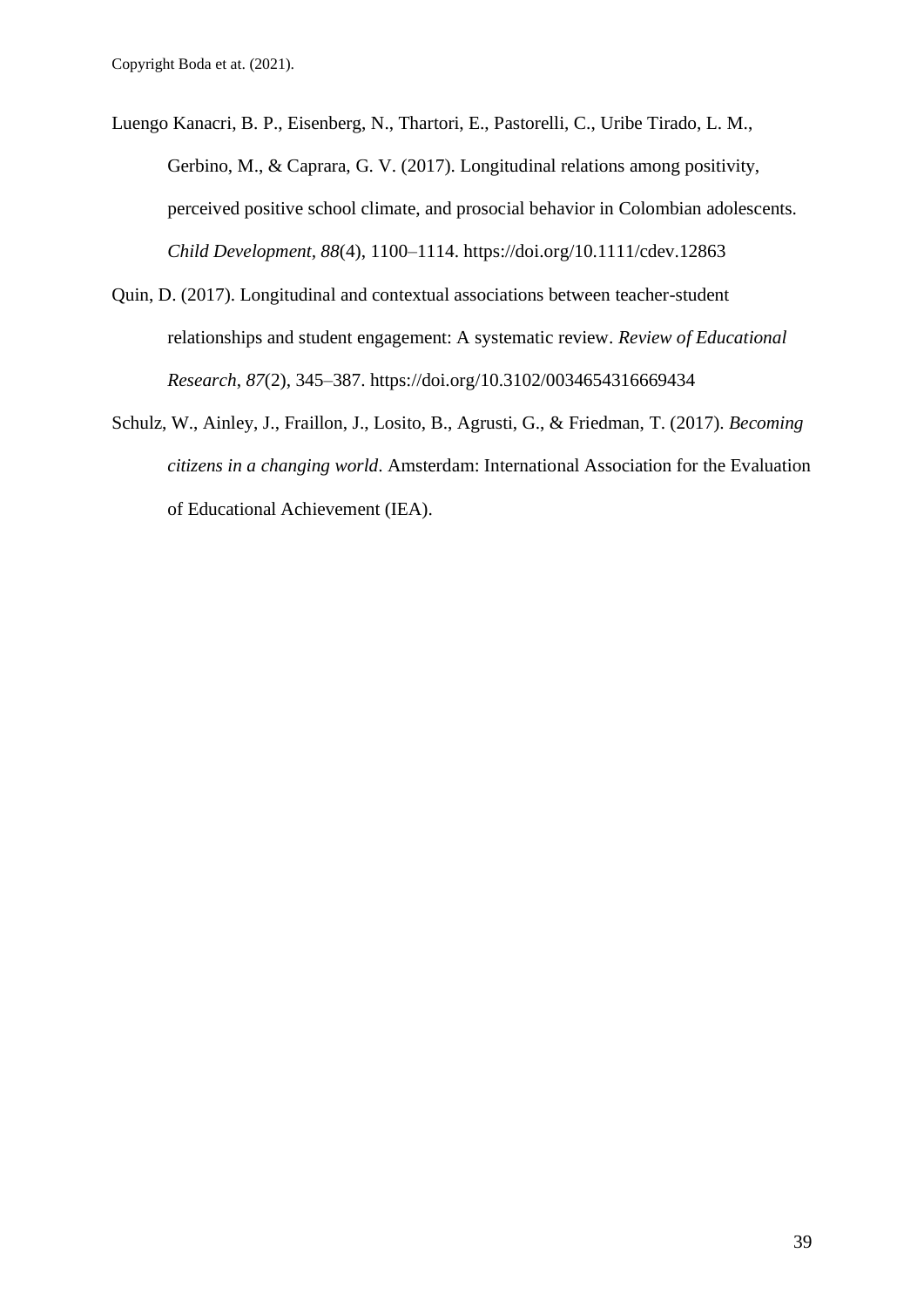Luengo Kanacri, B. P., Eisenberg, N., Thartori, E., Pastorelli, C., Uribe Tirado, L. M., Gerbino, M., & Caprara, G. V. (2017). Longitudinal relations among positivity, perceived positive school climate, and prosocial behavior in Colombian adolescents. *Child Development*, *88*(4), 1100–1114. https://doi.org/10.1111/cdev.12863

Quin, D. (2017). Longitudinal and contextual associations between teacher-student relationships and student engagement: A systematic review. *Review of Educational Research*, *87*(2), 345–387. https://doi.org/10.3102/0034654316669434

Schulz, W., Ainley, J., Fraillon, J., Losito, B., Agrusti, G., & Friedman, T. (2017). *Becoming citizens in a changing world*. Amsterdam: International Association for the Evaluation of Educational Achievement (IEA).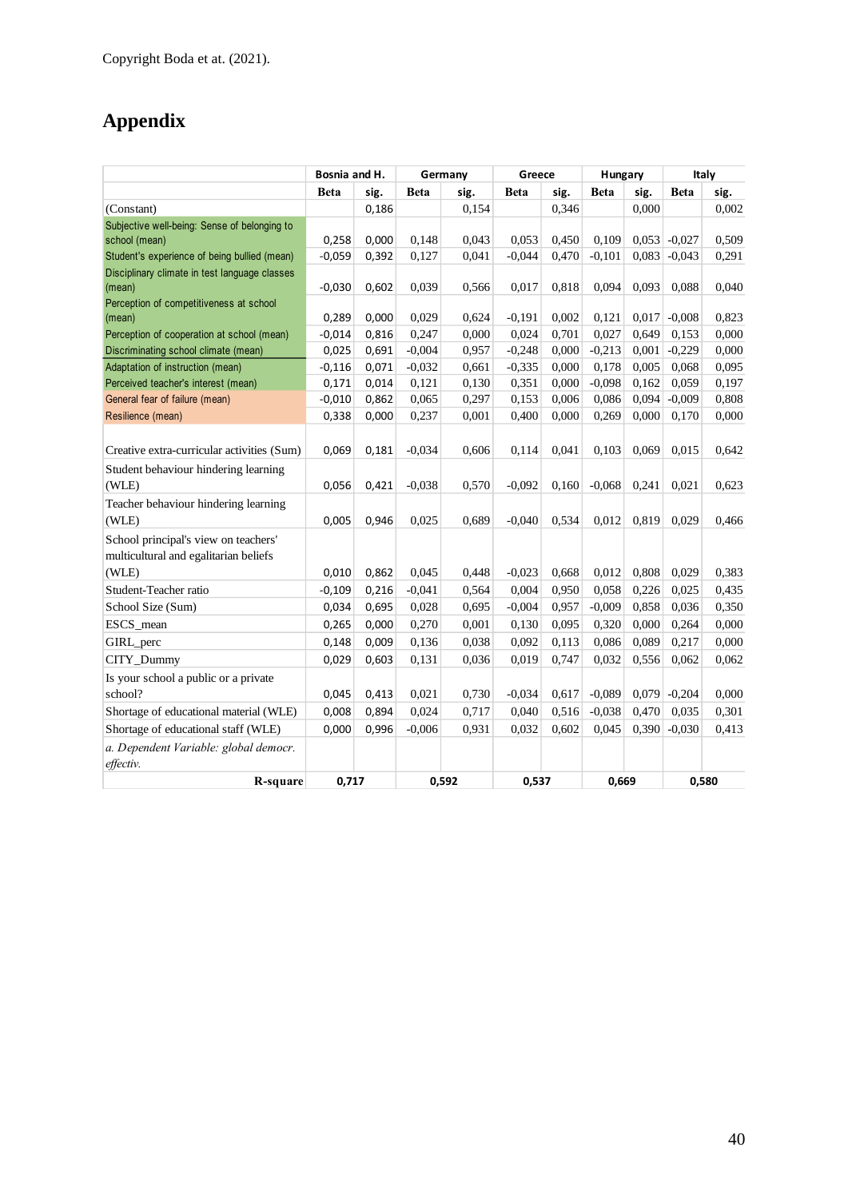Copyright Boda et at. (2021).

# Appendix

| | Bosnia and H. | | Germany | | Greece | | Hungary | | Italy | |
|---|---|---|---|---|---|---|---|---|---|---|
| | Beta | sig. | Beta | sig. | Beta | sig. | Beta | sig. | Beta | sig. |
| (Constant) | | 0,186 | | 0,154 | | 0,346 | | 0,000 | | 0,002 |
| Subjective well-being: Sense of belonging to school (mean) | 0,258 | 0,000 | 0,148 | 0,043 | 0,053 | 0,450 | 0,109 | 0,053 | -0,027 | 0,509 |
| Student's experience of being bullied (mean) | -0,059 | 0,392 | 0,127 | 0,041 | -0,044 | 0,470 | -0,101 | 0,083 | -0,043 | 0,291 |
| Disciplinary climate in test language classes (mean) | -0,030 | 0,602 | 0,039 | 0,566 | 0,017 | 0,818 | 0,094 | 0,093 | 0,088 | 0,040 |
| Perception of competitiveness at school (mean) | 0,289 | 0,000 | 0,029 | 0,624 | -0,191 | 0,002 | 0,121 | 0,017 | -0,008 | 0,823 |
| Perception of cooperation at school (mean) | -0,014 | 0,816 | 0,247 | 0,000 | 0,024 | 0,701 | 0,027 | 0,649 | 0,153 | 0,000 |
| Discriminating school climate (mean) | 0,025 | 0,691 | -0,004 | 0,957 | -0,248 | 0,000 | -0,213 | 0,001 | -0,229 | 0,000 |
| Adaptation of instruction (mean) | -0,116 | 0,071 | -0,032 | 0,661 | -0,335 | 0,000 | 0,178 | 0,005 | 0,068 | 0,095 |
| Perceived teacher's interest (mean) | 0,171 | 0,014 | 0,121 | 0,130 | 0,351 | 0,000 | -0,098 | 0,162 | 0,059 | 0,197 |
| General fear of failure (mean) | -0,010 | 0,862 | 0,065 | 0,297 | 0,153 | 0,006 | 0,086 | 0,094 | -0,009 | 0,808 |
| Resilience (mean) | 0,338 | 0,000 | 0,237 | 0,001 | 0,400 | 0,000 | 0,269 | 0,000 | 0,170 | 0,000 |
| Creative extra-curricular activities (Sum) | 0,069 | 0,181 | -0,034 | 0,606 | 0,114 | 0,041 | 0,103 | 0,069 | 0,015 | 0,642 |
| Student behaviour hindering learning (WLE) | 0,056 | 0,421 | -0,038 | 0,570 | -0,092 | 0,160 | -0,068 | 0,241 | 0,021 | 0,623 |
| Teacher behaviour hindering learning (WLE) | 0,005 | 0,946 | 0,025 | 0,689 | -0,040 | 0,534 | 0,012 | 0,819 | 0,029 | 0,466 |
| School principal's view on teachers' multicultural and egalitarian beliefs (WLE) | 0,010 | 0,862 | 0,045 | 0,448 | -0,023 | 0,668 | 0,012 | 0,808 | 0,029 | 0,383 |
| Student-Teacher ratio | -0,109 | 0,216 | -0,041 | 0,564 | 0,004 | 0,950 | 0,058 | 0,226 | 0,025 | 0,435 |
| School Size (Sum) | 0,034 | 0,695 | 0,028 | 0,695 | -0,004 | 0,957 | -0,009 | 0,858 | 0,036 | 0,350 |
| ESCS_mean | 0,265 | 0,000 | 0,270 | 0,001 | 0,130 | 0,095 | 0,320 | 0,000 | 0,264 | 0,000 |
| GIRL_perc | 0,148 | 0,009 | 0,136 | 0,038 | 0,092 | 0,113 | 0,086 | 0,089 | 0,217 | 0,000 |
| CITY_Dummy | 0,029 | 0,603 | 0,131 | 0,036 | 0,019 | 0,747 | 0,032 | 0,556 | 0,062 | 0,062 |
| Is your school a public or a private school? | 0,045 | 0,413 | 0,021 | 0,730 | -0,034 | 0,617 | -0,089 | 0,079 | -0,204 | 0,000 |
| Shortage of educational material (WLE) | 0,008 | 0,894 | 0,024 | 0,717 | 0,040 | 0,516 | -0,038 | 0,470 | 0,035 | 0,301 |
| Shortage of educational staff (WLE) | 0,000 | 0,996 | -0,006 | 0,931 | 0,032 | 0,602 | 0,045 | 0,390 | -0,030 | 0,413 |
| *a. Dependent Variable: global democr. effectiv.* | | | | | | | | | | |
| **R-square** | 0,717 | | 0,592 | | 0,537 | | 0,669 | | 0,580 | |